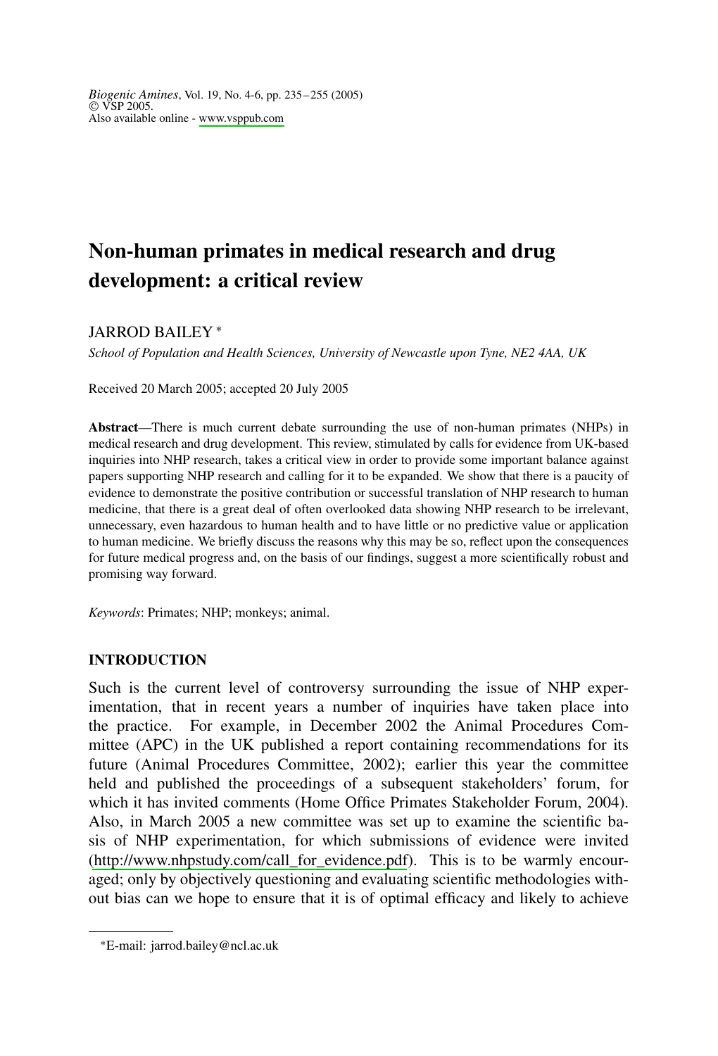# Non-human primates in medical research and drug development: a critical review

JARROD BAILEY *

*School of Population and Health Sciences, University of Newcastle upon Tyne, NE2 4AA, UK*

Received 20 March 2005; accepted 20 July 2005

**Abstract**—There is much current debate surrounding the use of non-human primates (NHPs) in medical research and drug development. This review, stimulated by calls for evidence from UK-based inquiries into NHP research, takes a critical view in order to provide some important balance against papers supporting NHP research and calling for it to be expanded. We show that there is a paucity of evidence to demonstrate the positive contribution or successful translation of NHP research to human medicine, that there is a great deal of often overlooked data showing NHP research to be irrelevant, unnecessary, even hazardous to human health and to have little or no predictive value or application to human medicine. We briefly discuss the reasons why this may be so, reflect upon the consequences for future medical progress and, on the basis of our findings, suggest a more scientifically robust and promising way forward.

*Keywords*: Primates; NHP; monkeys; animal.

## INTRODUCTION

Such is the current level of controversy surrounding the issue of NHP experimentation, that in recent years a number of inquiries have taken place into the practice. For example, in December 2002 the Animal Procedures Committee (APC) in the UK published a report containing recommendations for its future (Animal Procedures Committee, 2002); earlier this year the committee held and published the proceedings of a subsequent stakeholders' forum, for which it has invited comments (Home Office Primates Stakeholder Forum, 2004). Also, in March 2005 a new committee was set up to examine the scientific basis of NHP experimentation, for which submissions of evidence were invited (http://www.nhpstudy.com/call_for_evidence.pdf). This is to be warmly encouraged; only by objectively questioning and evaluating scientific methodologies without bias can we hope to ensure that it is of optimal efficacy and likely to achieve

*E-mail: jarrod.bailey@ncl.ac.uk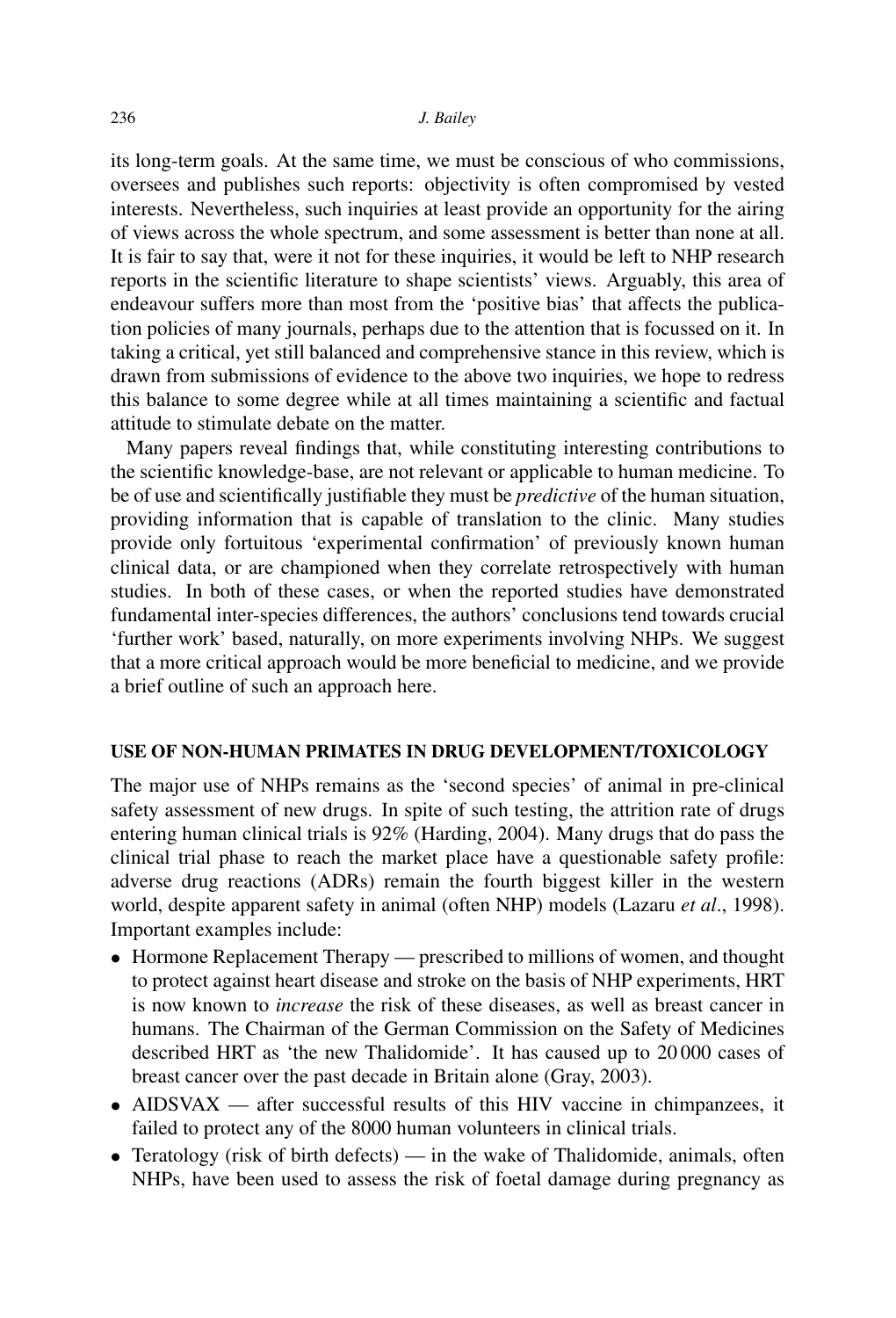its long-term goals. At the same time, we must be conscious of who commissions, oversees and publishes such reports: objectivity is often compromised by vested interests. Nevertheless, such inquiries at least provide an opportunity for the airing of views across the whole spectrum, and some assessment is better than none at all. It is fair to say that, were it not for these inquiries, it would be left to NHP research reports in the scientific literature to shape scientists' views. Arguably, this area of endeavour suffers more than most from the 'positive bias' that affects the publication policies of many journals, perhaps due to the attention that is focussed on it. In taking a critical, yet still balanced and comprehensive stance in this review, which is drawn from submissions of evidence to the above two inquiries, we hope to redress this balance to some degree while at all times maintaining a scientific and factual attitude to stimulate debate on the matter.

Many papers reveal findings that, while constituting interesting contributions to the scientific knowledge-base, are not relevant or applicable to human medicine. To be of use and scientifically justifiable they must be *predictive* of the human situation, providing information that is capable of translation to the clinic. Many studies provide only fortuitous 'experimental confirmation' of previously known human clinical data, or are championed when they correlate retrospectively with human studies. In both of these cases, or when the reported studies have demonstrated fundamental inter-species differences, the authors' conclusions tend towards crucial 'further work' based, naturally, on more experiments involving NHPs. We suggest that a more critical approach would be more beneficial to medicine, and we provide a brief outline of such an approach here.

## USE OF NON-HUMAN PRIMATES IN DRUG DEVELOPMENT/TOXICOLOGY

The major use of NHPs remains as the 'second species' of animal in pre-clinical safety assessment of new drugs. In spite of such testing, the attrition rate of drugs entering human clinical trials is 92% (Harding, 2004). Many drugs that do pass the clinical trial phase to reach the market place have a questionable safety profile: adverse drug reactions (ADRs) remain the fourth biggest killer in the western world, despite apparent safety in animal (often NHP) models (Lazaru *et al*., 1998). Important examples include:

- Hormone Replacement Therapy — prescribed to millions of women, and thought to protect against heart disease and stroke on the basis of NHP experiments, HRT is now known to *increase* the risk of these diseases, as well as breast cancer in humans. The Chairman of the German Commission on the Safety of Medicines described HRT as 'the new Thalidomide'. It has caused up to 20 000 cases of breast cancer over the past decade in Britain alone (Gray, 2003).
- AIDSVAX — after successful results of this HIV vaccine in chimpanzees, it failed to protect any of the 8000 human volunteers in clinical trials.
- Teratology (risk of birth defects) — in the wake of Thalidomide, animals, often NHPs, have been used to assess the risk of foetal damage during pregnancy as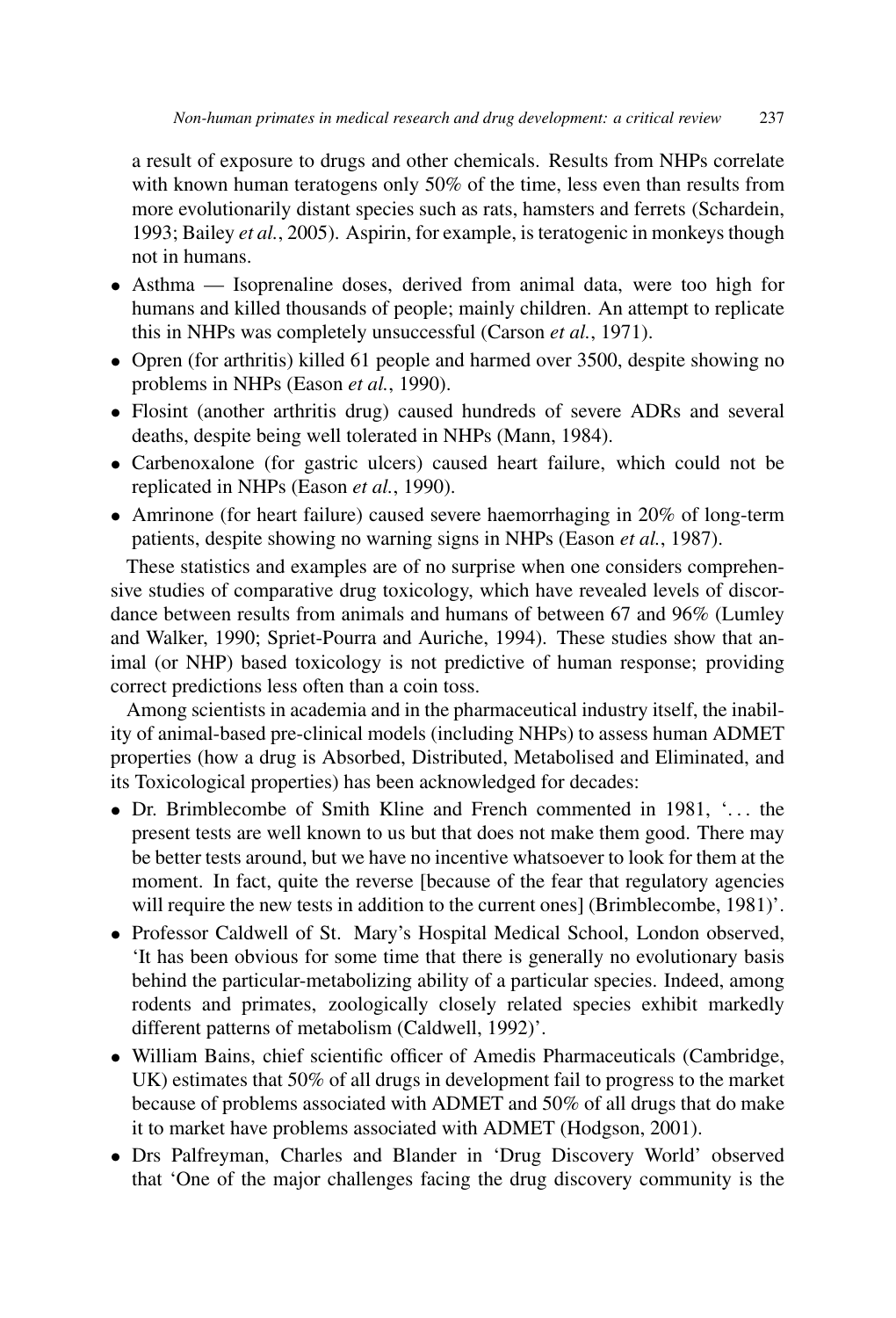a result of exposure to drugs and other chemicals. Results from NHPs correlate with known human teratogens only 50% of the time, less even than results from more evolutionarily distant species such as rats, hamsters and ferrets (Schardein, 1993; Bailey *et al.*, 2005). Aspirin, for example, is teratogenic in monkeys though not in humans.

- Asthma — Isoprenaline doses, derived from animal data, were too high for humans and killed thousands of people; mainly children. An attempt to replicate this in NHPs was completely unsuccessful (Carson *et al.*, 1971).
- Opren (for arthritis) killed 61 people and harmed over 3500, despite showing no problems in NHPs (Eason *et al.*, 1990).
- Flosint (another arthritis drug) caused hundreds of severe ADRs and several deaths, despite being well tolerated in NHPs (Mann, 1984).
- Carbenoxalone (for gastric ulcers) caused heart failure, which could not be replicated in NHPs (Eason *et al.*, 1990).
- Amrinone (for heart failure) caused severe haemorrhaging in 20% of long-term patients, despite showing no warning signs in NHPs (Eason *et al.*, 1987).

These statistics and examples are of no surprise when one considers comprehensive studies of comparative drug toxicology, which have revealed levels of discordance between results from animals and humans of between 67 and 96% (Lumley and Walker, 1990; Spriet-Pourra and Auriche, 1994). These studies show that animal (or NHP) based toxicology is not predictive of human response; providing correct predictions less often than a coin toss.

Among scientists in academia and in the pharmaceutical industry itself, the inability of animal-based pre-clinical models (including NHPs) to assess human ADMET properties (how a drug is Absorbed, Distributed, Metabolised and Eliminated, and its Toxicological properties) has been acknowledged for decades:

- Dr. Brimblecombe of Smith Kline and French commented in 1981, '... the present tests are well known to us but that does not make them good. There may be better tests around, but we have no incentive whatsoever to look for them at the moment. In fact, quite the reverse [because of the fear that regulatory agencies will require the new tests in addition to the current ones] (Brimblecombe, 1981)'.
- Professor Caldwell of St. Mary's Hospital Medical School, London observed, 'It has been obvious for some time that there is generally no evolutionary basis behind the particular-metabolizing ability of a particular species. Indeed, among rodents and primates, zoologically closely related species exhibit markedly different patterns of metabolism (Caldwell, 1992)'.
- William Bains, chief scientific officer of Amedis Pharmaceuticals (Cambridge, UK) estimates that 50% of all drugs in development fail to progress to the market because of problems associated with ADMET and 50% of all drugs that do make it to market have problems associated with ADMET (Hodgson, 2001).
- Drs Palfreyman, Charles and Blander in 'Drug Discovery World' observed that 'One of the major challenges facing the drug discovery community is the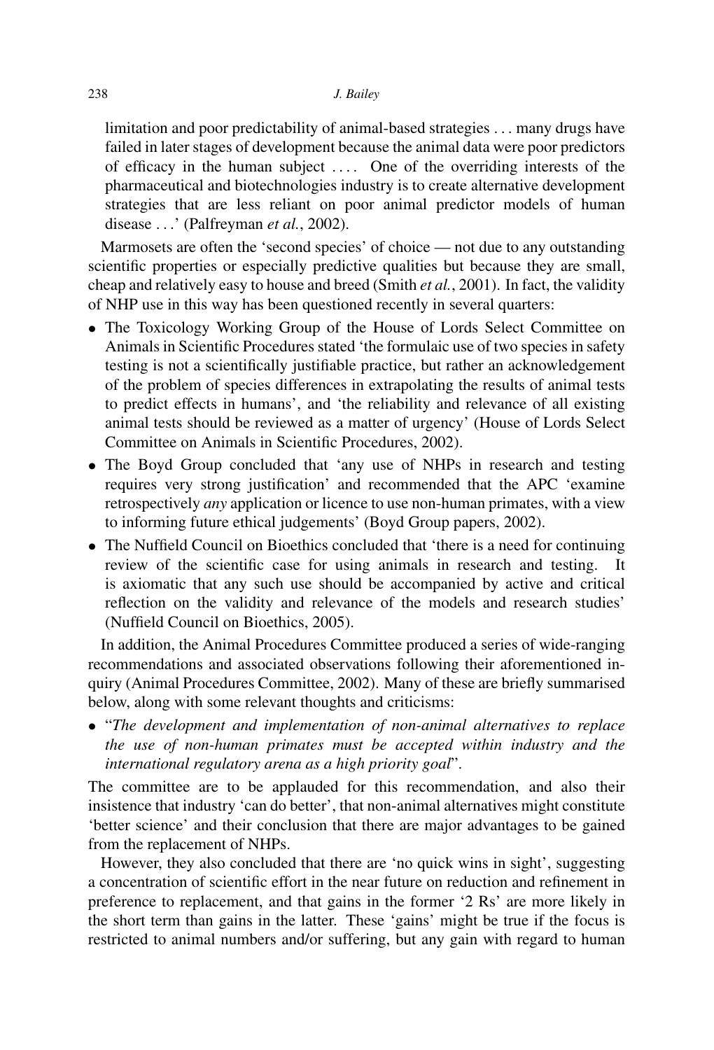limitation and poor predictability of animal-based strategies . . . many drugs have failed in later stages of development because the animal data were poor predictors of efficacy in the human subject . . . . One of the overriding interests of the pharmaceutical and biotechnologies industry is to create alternative development strategies that are less reliant on poor animal predictor models of human disease . . .' (Palfreyman *et al.*, 2002).

Marmosets are often the 'second species' of choice — not due to any outstanding scientific properties or especially predictive qualities but because they are small, cheap and relatively easy to house and breed (Smith *et al.*, 2001). In fact, the validity of NHP use in this way has been questioned recently in several quarters:

- The Toxicology Working Group of the House of Lords Select Committee on Animals in Scientific Procedures stated 'the formulaic use of two species in safety testing is not a scientifically justifiable practice, but rather an acknowledgement of the problem of species differences in extrapolating the results of animal tests to predict effects in humans', and 'the reliability and relevance of all existing animal tests should be reviewed as a matter of urgency' (House of Lords Select Committee on Animals in Scientific Procedures, 2002).
- The Boyd Group concluded that 'any use of NHPs in research and testing requires very strong justification' and recommended that the APC 'examine retrospectively *any* application or licence to use non-human primates, with a view to informing future ethical judgements' (Boyd Group papers, 2002).
- The Nuffield Council on Bioethics concluded that 'there is a need for continuing review of the scientific case for using animals in research and testing. It is axiomatic that any such use should be accompanied by active and critical reflection on the validity and relevance of the models and research studies' (Nuffield Council on Bioethics, 2005).

In addition, the Animal Procedures Committee produced a series of wide-ranging recommendations and associated observations following their aforementioned inquiry (Animal Procedures Committee, 2002). Many of these are briefly summarised below, along with some relevant thoughts and criticisms:

- "*The development and implementation of non-animal alternatives to replace the use of non-human primates must be accepted within industry and the international regulatory arena as a high priority goal*".

The committee are to be applauded for this recommendation, and also their insistence that industry 'can do better', that non-animal alternatives might constitute 'better science' and their conclusion that there are major advantages to be gained from the replacement of NHPs.

However, they also concluded that there are 'no quick wins in sight', suggesting a concentration of scientific effort in the near future on reduction and refinement in preference to replacement, and that gains in the former '2 Rs' are more likely in the short term than gains in the latter. These 'gains' might be true if the focus is restricted to animal numbers and/or suffering, but any gain with regard to human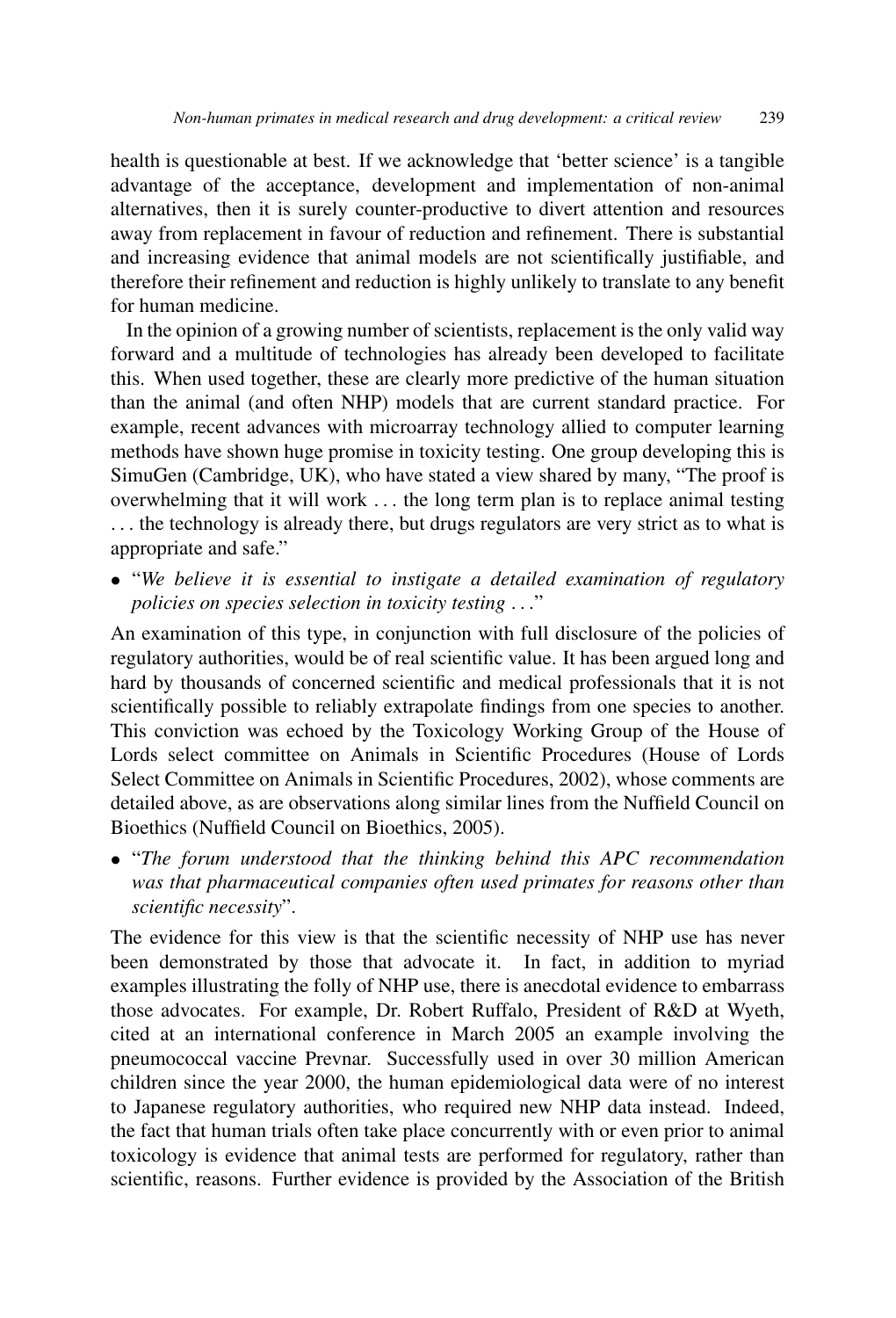health is questionable at best. If we acknowledge that 'better science' is a tangible advantage of the acceptance, development and implementation of non-animal alternatives, then it is surely counter-productive to divert attention and resources away from replacement in favour of reduction and refinement. There is substantial and increasing evidence that animal models are not scientifically justifiable, and therefore their refinement and reduction is highly unlikely to translate to any benefit for human medicine.

In the opinion of a growing number of scientists, replacement is the only valid way forward and a multitude of technologies has already been developed to facilitate this. When used together, these are clearly more predictive of the human situation than the animal (and often NHP) models that are current standard practice. For example, recent advances with microarray technology allied to computer learning methods have shown huge promise in toxicity testing. One group developing this is SimuGen (Cambridge, UK), who have stated a view shared by many, "The proof is overwhelming that it will work . . . the long term plan is to replace animal testing . . . the technology is already there, but drugs regulators are very strict as to what is appropriate and safe."

- "*We believe it is essential to instigate a detailed examination of regulatory policies on species selection in toxicity testing . . .*"

An examination of this type, in conjunction with full disclosure of the policies of regulatory authorities, would be of real scientific value. It has been argued long and hard by thousands of concerned scientific and medical professionals that it is not scientifically possible to reliably extrapolate findings from one species to another. This conviction was echoed by the Toxicology Working Group of the House of Lords select committee on Animals in Scientific Procedures (House of Lords Select Committee on Animals in Scientific Procedures, 2002), whose comments are detailed above, as are observations along similar lines from the Nuffield Council on Bioethics (Nuffield Council on Bioethics, 2005).

- "*The forum understood that the thinking behind this APC recommendation was that pharmaceutical companies often used primates for reasons other than scientific necessity*".

The evidence for this view is that the scientific necessity of NHP use has never been demonstrated by those that advocate it. In fact, in addition to myriad examples illustrating the folly of NHP use, there is anecdotal evidence to embarrass those advocates. For example, Dr. Robert Ruffalo, President of R&D at Wyeth, cited at an international conference in March 2005 an example involving the pneumococcal vaccine Prevnar. Successfully used in over 30 million American children since the year 2000, the human epidemiological data were of no interest to Japanese regulatory authorities, who required new NHP data instead. Indeed, the fact that human trials often take place concurrently with or even prior to animal toxicology is evidence that animal tests are performed for regulatory, rather than scientific, reasons. Further evidence is provided by the Association of the British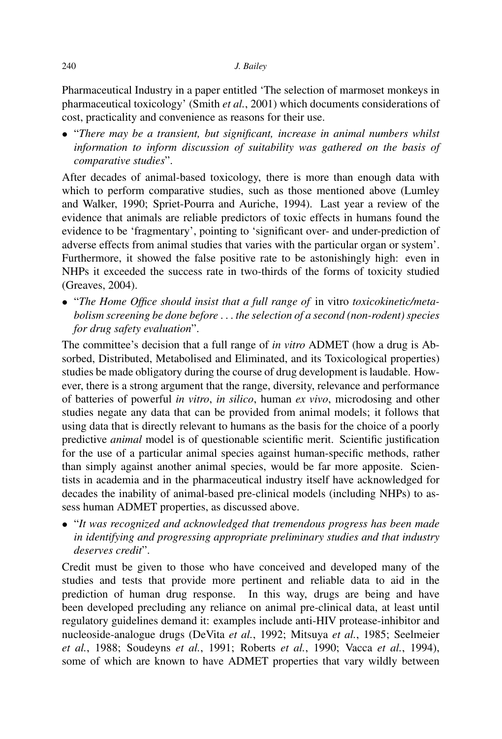Pharmaceutical Industry in a paper entitled 'The selection of marmoset monkeys in pharmaceutical toxicology' (Smith *et al.*, 2001) which documents considerations of cost, practicality and convenience as reasons for their use.

- "*There may be a transient, but significant, increase in animal numbers whilst information to inform discussion of suitability was gathered on the basis of comparative studies*".

After decades of animal-based toxicology, there is more than enough data with which to perform comparative studies, such as those mentioned above (Lumley and Walker, 1990; Spriet-Pourra and Auriche, 1994). Last year a review of the evidence that animals are reliable predictors of toxic effects in humans found the evidence to be 'fragmentary', pointing to 'significant over- and under-prediction of adverse effects from animal studies that varies with the particular organ or system'. Furthermore, it showed the false positive rate to be astonishingly high: even in NHPs it exceeded the success rate in two-thirds of the forms of toxicity studied (Greaves, 2004).

- "*The Home Office should insist that a full range of* in vitro *toxicokinetic/metabolism screening be done before . . . the selection of a second (non-rodent) species for drug safety evaluation*".

The committee's decision that a full range of *in vitro* ADMET (how a drug is Absorbed, Distributed, Metabolised and Eliminated, and its Toxicological properties) studies be made obligatory during the course of drug development is laudable. However, there is a strong argument that the range, diversity, relevance and performance of batteries of powerful *in vitro*, *in silico*, human *ex vivo*, microdosing and other studies negate any data that can be provided from animal models; it follows that using data that is directly relevant to humans as the basis for the choice of a poorly predictive *animal* model is of questionable scientific merit. Scientific justification for the use of a particular animal species against human-specific methods, rather than simply against another animal species, would be far more apposite. Scientists in academia and in the pharmaceutical industry itself have acknowledged for decades the inability of animal-based pre-clinical models (including NHPs) to assess human ADMET properties, as discussed above.

- "*It was recognized and acknowledged that tremendous progress has been made in identifying and progressing appropriate preliminary studies and that industry deserves credit*".

Credit must be given to those who have conceived and developed many of the studies and tests that provide more pertinent and reliable data to aid in the prediction of human drug response. In this way, drugs are being and have been developed precluding any reliance on animal pre-clinical data, at least until regulatory guidelines demand it: examples include anti-HIV protease-inhibitor and nucleoside-analogue drugs (DeVita *et al.*, 1992; Mitsuya *et al.*, 1985; Seelmeier *et al.*, 1988; Soudeyns *et al.*, 1991; Roberts *et al.*, 1990; Vacca *et al.*, 1994), some of which are known to have ADMET properties that vary wildly between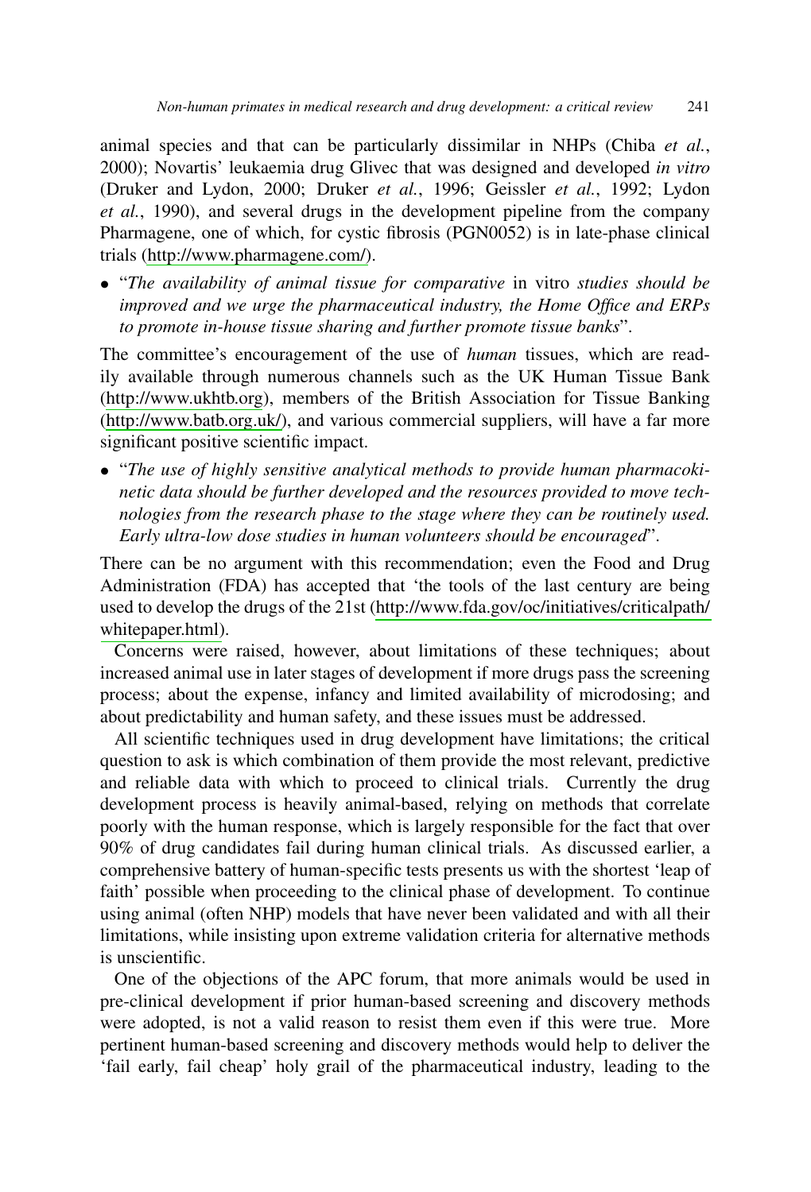animal species and that can be particularly dissimilar in NHPs (Chiba *et al.*, 2000); Novartis' leukaemia drug Glivec that was designed and developed *in vitro* (Druker and Lydon, 2000; Druker *et al.*, 1996; Geissler *et al.*, 1992; Lydon *et al.*, 1990), and several drugs in the development pipeline from the company Pharmagene, one of which, for cystic fibrosis (PGN0052) is in late-phase clinical trials (http://www.pharmagene.com/).

- "*The availability of animal tissue for comparative* in vitro *studies should be improved and we urge the pharmaceutical industry, the Home Office and ERPs to promote in-house tissue sharing and further promote tissue banks*".

The committee's encouragement of the use of *human* tissues, which are readily available through numerous channels such as the UK Human Tissue Bank (http://www.ukhtb.org), members of the British Association for Tissue Banking (http://www.batb.org.uk/), and various commercial suppliers, will have a far more significant positive scientific impact.

- "*The use of highly sensitive analytical methods to provide human pharmacokinetic data should be further developed and the resources provided to move technologies from the research phase to the stage where they can be routinely used. Early ultra-low dose studies in human volunteers should be encouraged*".

There can be no argument with this recommendation; even the Food and Drug Administration (FDA) has accepted that 'the tools of the last century are being used to develop the drugs of the 21st (http://www.fda.gov/oc/initiatives/criticalpath/whitepaper.html).

Concerns were raised, however, about limitations of these techniques; about increased animal use in later stages of development if more drugs pass the screening process; about the expense, infancy and limited availability of microdosing; and about predictability and human safety, and these issues must be addressed.

All scientific techniques used in drug development have limitations; the critical question to ask is which combination of them provide the most relevant, predictive and reliable data with which to proceed to clinical trials. Currently the drug development process is heavily animal-based, relying on methods that correlate poorly with the human response, which is largely responsible for the fact that over 90% of drug candidates fail during human clinical trials. As discussed earlier, a comprehensive battery of human-specific tests presents us with the shortest 'leap of faith' possible when proceeding to the clinical phase of development. To continue using animal (often NHP) models that have never been validated and with all their limitations, while insisting upon extreme validation criteria for alternative methods is unscientific.

One of the objections of the APC forum, that more animals would be used in pre-clinical development if prior human-based screening and discovery methods were adopted, is not a valid reason to resist them even if this were true. More pertinent human-based screening and discovery methods would help to deliver the 'fail early, fail cheap' holy grail of the pharmaceutical industry, leading to the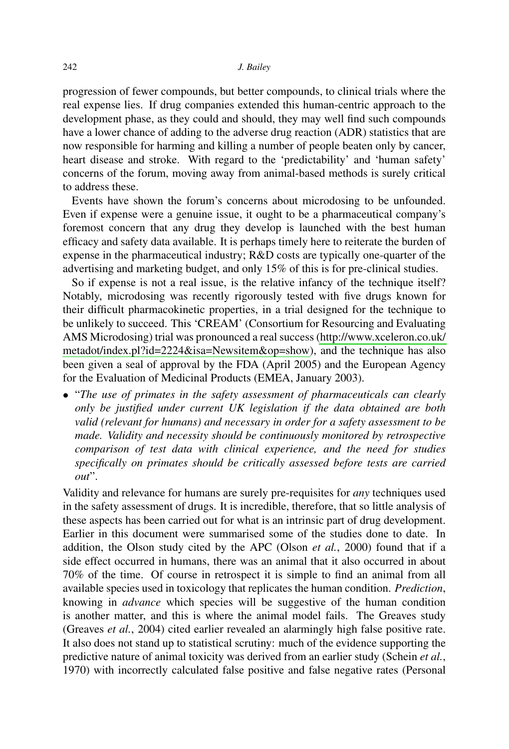progression of fewer compounds, but better compounds, to clinical trials where the real expense lies. If drug companies extended this human-centric approach to the development phase, as they could and should, they may well find such compounds have a lower chance of adding to the adverse drug reaction (ADR) statistics that are now responsible for harming and killing a number of people beaten only by cancer, heart disease and stroke. With regard to the 'predictability' and 'human safety' concerns of the forum, moving away from animal-based methods is surely critical to address these.

Events have shown the forum's concerns about microdosing to be unfounded. Even if expense were a genuine issue, it ought to be a pharmaceutical company's foremost concern that any drug they develop is launched with the best human efficacy and safety data available. It is perhaps timely here to reiterate the burden of expense in the pharmaceutical industry; R&D costs are typically one-quarter of the advertising and marketing budget, and only 15% of this is for pre-clinical studies.

So if expense is not a real issue, is the relative infancy of the technique itself? Notably, microdosing was recently rigorously tested with five drugs known for their difficult pharmacokinetic properties, in a trial designed for the technique to be unlikely to succeed. This 'CREAM' (Consortium for Resourcing and Evaluating AMS Microdosing) trial was pronounced a real success (http://www.xceleron.co.uk/metadot/index.pl?id=2224&isa=Newsitem&op=show), and the technique has also been given a seal of approval by the FDA (April 2005) and the European Agency for the Evaluation of Medicinal Products (EMEA, January 2003).

- "*The use of primates in the safety assessment of pharmaceuticals can clearly only be justified under current UK legislation if the data obtained are both valid (relevant for humans) and necessary in order for a safety assessment to be made. Validity and necessity should be continuously monitored by retrospective comparison of test data with clinical experience, and the need for studies specifically on primates should be critically assessed before tests are carried out*".

Validity and relevance for humans are surely pre-requisites for *any* techniques used in the safety assessment of drugs. It is incredible, therefore, that so little analysis of these aspects has been carried out for what is an intrinsic part of drug development. Earlier in this document were summarised some of the studies done to date. In addition, the Olson study cited by the APC (Olson *et al.*, 2000) found that if a side effect occurred in humans, there was an animal that it also occurred in about 70% of the time. Of course in retrospect it is simple to find an animal from all available species used in toxicology that replicates the human condition. *Prediction*, knowing in *advance* which species will be suggestive of the human condition is another matter, and this is where the animal model fails. The Greaves study (Greaves *et al.*, 2004) cited earlier revealed an alarmingly high false positive rate. It also does not stand up to statistical scrutiny: much of the evidence supporting the predictive nature of animal toxicity was derived from an earlier study (Schein *et al.*, 1970) with incorrectly calculated false positive and false negative rates (Personal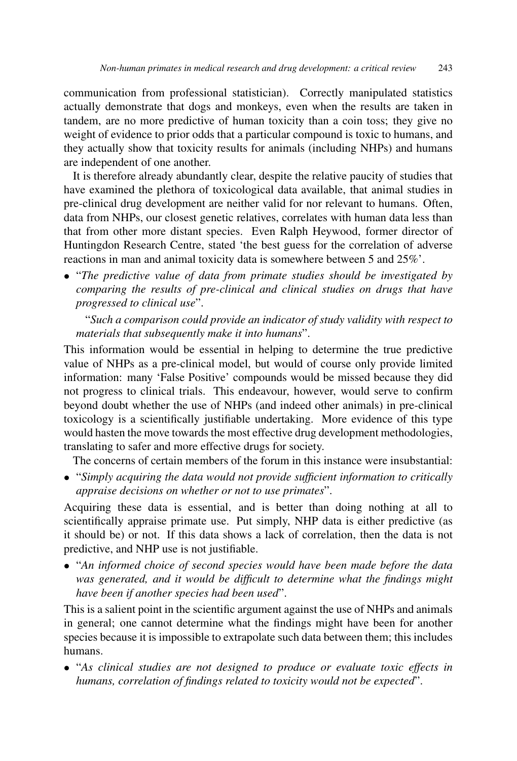communication from professional statistician). Correctly manipulated statistics actually demonstrate that dogs and monkeys, even when the results are taken in tandem, are no more predictive of human toxicity than a coin toss; they give no weight of evidence to prior odds that a particular compound is toxic to humans, and they actually show that toxicity results for animals (including NHPs) and humans are independent of one another.

It is therefore already abundantly clear, despite the relative paucity of studies that have examined the plethora of toxicological data available, that animal studies in pre-clinical drug development are neither valid for nor relevant to humans. Often, data from NHPs, our closest genetic relatives, correlates with human data less than that from other more distant species. Even Ralph Heywood, former director of Huntingdon Research Centre, stated 'the best guess for the correlation of adverse reactions in man and animal toxicity data is somewhere between 5 and 25%'.

- "*The predictive value of data from primate studies should be investigated by comparing the results of pre-clinical and clinical studies on drugs that have progressed to clinical use*".

  "*Such a comparison could provide an indicator of study validity with respect to materials that subsequently make it into humans*".

This information would be essential in helping to determine the true predictive value of NHPs as a pre-clinical model, but would of course only provide limited information: many 'False Positive' compounds would be missed because they did not progress to clinical trials. This endeavour, however, would serve to confirm beyond doubt whether the use of NHPs (and indeed other animals) in pre-clinical toxicology is a scientifically justifiable undertaking. More evidence of this type would hasten the move towards the most effective drug development methodologies, translating to safer and more effective drugs for society.

The concerns of certain members of the forum in this instance were insubstantial:

- "*Simply acquiring the data would not provide sufficient information to critically appraise decisions on whether or not to use primates*".

Acquiring these data is essential, and is better than doing nothing at all to scientifically appraise primate use. Put simply, NHP data is either predictive (as it should be) or not. If this data shows a lack of correlation, then the data is not predictive, and NHP use is not justifiable.

- "*An informed choice of second species would have been made before the data was generated, and it would be difficult to determine what the findings might have been if another species had been used*".

This is a salient point in the scientific argument against the use of NHPs and animals in general; one cannot determine what the findings might have been for another species because it is impossible to extrapolate such data between them; this includes humans.

- "*As clinical studies are not designed to produce or evaluate toxic effects in humans, correlation of findings related to toxicity would not be expected*".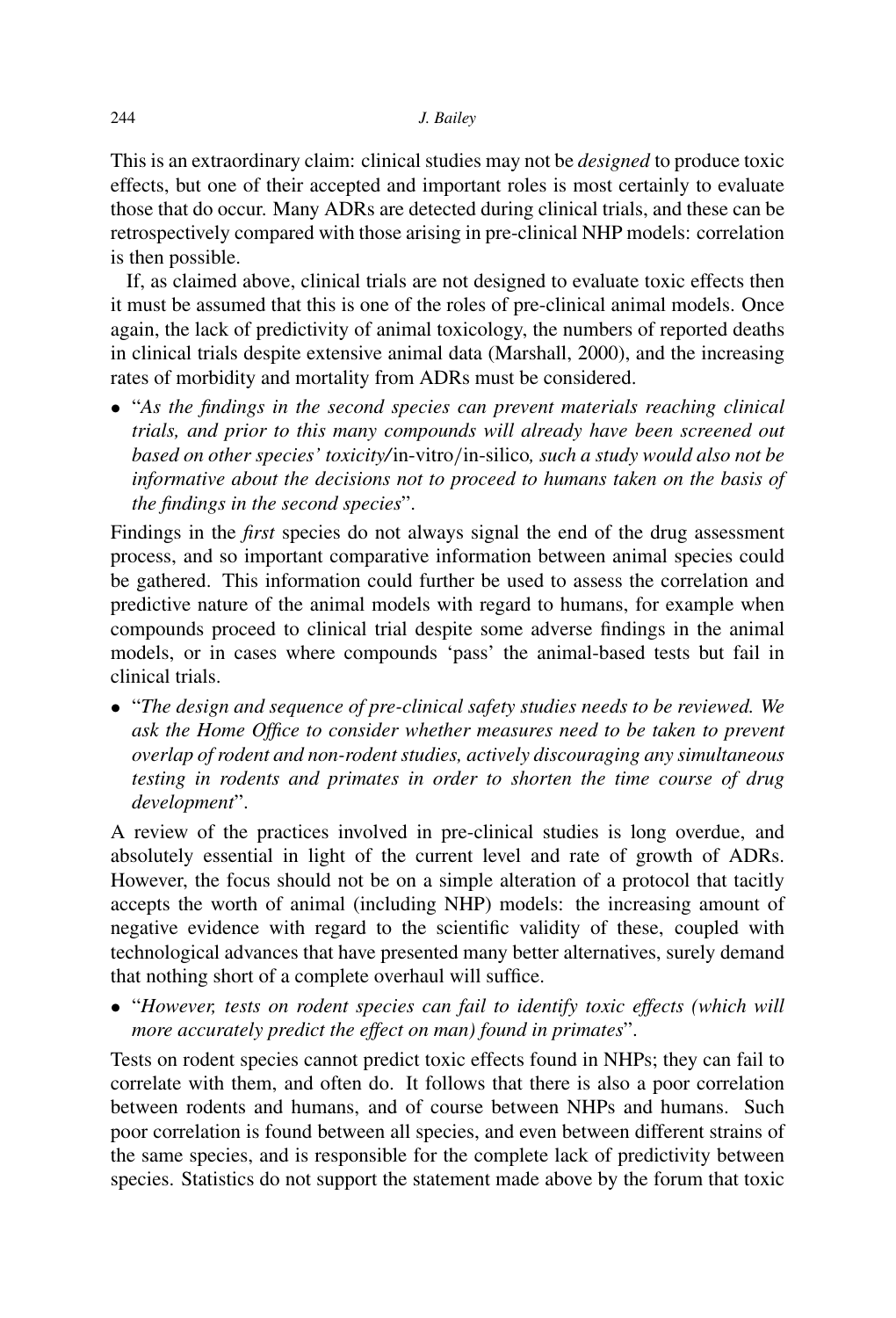This is an extraordinary claim: clinical studies may not be *designed* to produce toxic effects, but one of their accepted and important roles is most certainly to evaluate those that do occur. Many ADRs are detected during clinical trials, and these can be retrospectively compared with those arising in pre-clinical NHP models: correlation is then possible.

If, as claimed above, clinical trials are not designed to evaluate toxic effects then it must be assumed that this is one of the roles of pre-clinical animal models. Once again, the lack of predictivity of animal toxicology, the numbers of reported deaths in clinical trials despite extensive animal data (Marshall, 2000), and the increasing rates of morbidity and mortality from ADRs must be considered.

- "*As the findings in the second species can prevent materials reaching clinical trials, and prior to this many compounds will already have been screened out based on other species' toxicity/*in-vitro/in-silico*, such a study would also not be informative about the decisions not to proceed to humans taken on the basis of the findings in the second species*".

Findings in the *first* species do not always signal the end of the drug assessment process, and so important comparative information between animal species could be gathered. This information could further be used to assess the correlation and predictive nature of the animal models with regard to humans, for example when compounds proceed to clinical trial despite some adverse findings in the animal models, or in cases where compounds 'pass' the animal-based tests but fail in clinical trials.

- "*The design and sequence of pre-clinical safety studies needs to be reviewed. We ask the Home Office to consider whether measures need to be taken to prevent overlap of rodent and non-rodent studies, actively discouraging any simultaneous testing in rodents and primates in order to shorten the time course of drug development*".

A review of the practices involved in pre-clinical studies is long overdue, and absolutely essential in light of the current level and rate of growth of ADRs. However, the focus should not be on a simple alteration of a protocol that tacitly accepts the worth of animal (including NHP) models: the increasing amount of negative evidence with regard to the scientific validity of these, coupled with technological advances that have presented many better alternatives, surely demand that nothing short of a complete overhaul will suffice.

- "*However, tests on rodent species can fail to identify toxic effects (which will more accurately predict the effect on man) found in primates*".

Tests on rodent species cannot predict toxic effects found in NHPs; they can fail to correlate with them, and often do. It follows that there is also a poor correlation between rodents and humans, and of course between NHPs and humans. Such poor correlation is found between all species, and even between different strains of the same species, and is responsible for the complete lack of predictivity between species. Statistics do not support the statement made above by the forum that toxic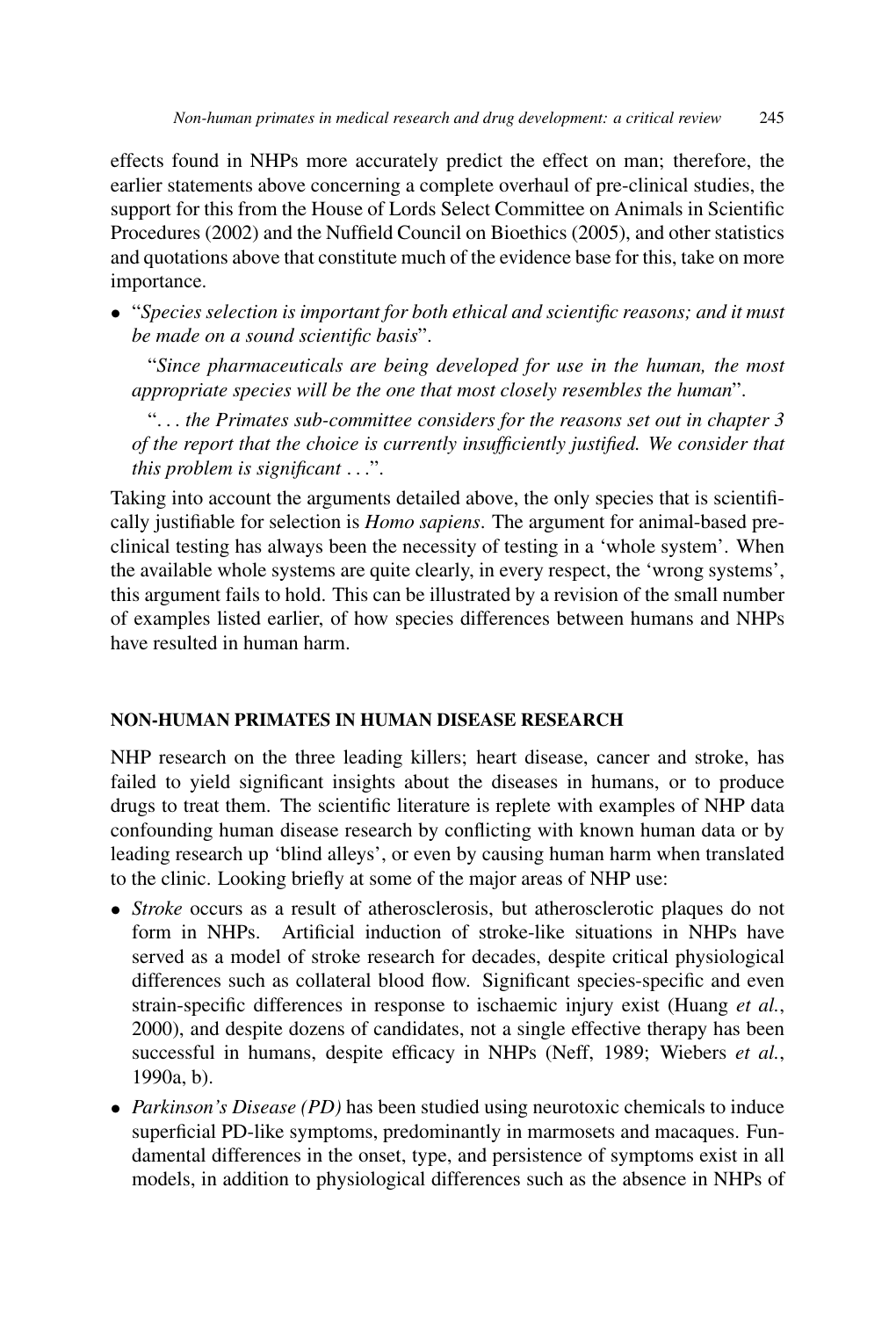effects found in NHPs more accurately predict the effect on man; therefore, the earlier statements above concerning a complete overhaul of pre-clinical studies, the support for this from the House of Lords Select Committee on Animals in Scientific Procedures (2002) and the Nuffield Council on Bioethics (2005), and other statistics and quotations above that constitute much of the evidence base for this, take on more importance.

- "*Species selection is important for both ethical and scientific reasons; and it must be made on a sound scientific basis*".

  "*Since pharmaceuticals are being developed for use in the human, the most appropriate species will be the one that most closely resembles the human*".

  "*. . . the Primates sub-committee considers for the reasons set out in chapter 3 of the report that the choice is currently insufficiently justified. We consider that this problem is significant . . .*".

Taking into account the arguments detailed above, the only species that is scientifically justifiable for selection is *Homo sapiens*. The argument for animal-based pre-clinical testing has always been the necessity of testing in a 'whole system'. When the available whole systems are quite clearly, in every respect, the 'wrong systems', this argument fails to hold. This can be illustrated by a revision of the small number of examples listed earlier, of how species differences between humans and NHPs have resulted in human harm.

## NON-HUMAN PRIMATES IN HUMAN DISEASE RESEARCH

NHP research on the three leading killers; heart disease, cancer and stroke, has failed to yield significant insights about the diseases in humans, or to produce drugs to treat them. The scientific literature is replete with examples of NHP data confounding human disease research by conflicting with known human data or by leading research up 'blind alleys', or even by causing human harm when translated to the clinic. Looking briefly at some of the major areas of NHP use:

- *Stroke* occurs as a result of atherosclerosis, but atherosclerotic plaques do not form in NHPs. Artificial induction of stroke-like situations in NHPs have served as a model of stroke research for decades, despite critical physiological differences such as collateral blood flow. Significant species-specific and even strain-specific differences in response to ischaemic injury exist (Huang *et al.*, 2000), and despite dozens of candidates, not a single effective therapy has been successful in humans, despite efficacy in NHPs (Neff, 1989; Wiebers *et al.*, 1990a, b).
- *Parkinson's Disease (PD)* has been studied using neurotoxic chemicals to induce superficial PD-like symptoms, predominantly in marmosets and macaques. Fundamental differences in the onset, type, and persistence of symptoms exist in all models, in addition to physiological differences such as the absence in NHPs of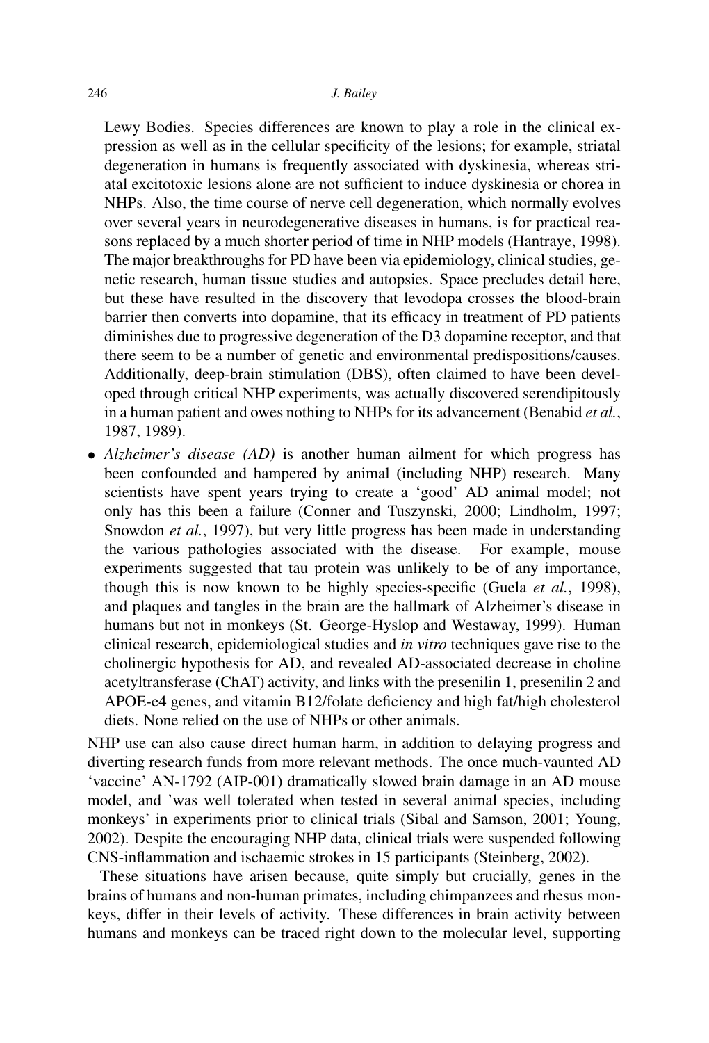Lewy Bodies. Species differences are known to play a role in the clinical expression as well as in the cellular specificity of the lesions; for example, striatal degeneration in humans is frequently associated with dyskinesia, whereas striatal excitotoxic lesions alone are not sufficient to induce dyskinesia or chorea in NHPs. Also, the time course of nerve cell degeneration, which normally evolves over several years in neurodegenerative diseases in humans, is for practical reasons replaced by a much shorter period of time in NHP models (Hantraye, 1998). The major breakthroughs for PD have been via epidemiology, clinical studies, genetic research, human tissue studies and autopsies. Space precludes detail here, but these have resulted in the discovery that levodopa crosses the blood-brain barrier then converts into dopamine, that its efficacy in treatment of PD patients diminishes due to progressive degeneration of the D3 dopamine receptor, and that there seem to be a number of genetic and environmental predispositions/causes. Additionally, deep-brain stimulation (DBS), often claimed to have been developed through critical NHP experiments, was actually discovered serendipitously in a human patient and owes nothing to NHPs for its advancement (Benabid *et al.*, 1987, 1989).

- *Alzheimer's disease (AD)* is another human ailment for which progress has been confounded and hampered by animal (including NHP) research. Many scientists have spent years trying to create a 'good' AD animal model; not only has this been a failure (Conner and Tuszynski, 2000; Lindholm, 1997; Snowdon *et al.*, 1997), but very little progress has been made in understanding the various pathologies associated with the disease. For example, mouse experiments suggested that tau protein was unlikely to be of any importance, though this is now known to be highly species-specific (Guela *et al.*, 1998), and plaques and tangles in the brain are the hallmark of Alzheimer's disease in humans but not in monkeys (St. George-Hyslop and Westaway, 1999). Human clinical research, epidemiological studies and *in vitro* techniques gave rise to the cholinergic hypothesis for AD, and revealed AD-associated decrease in choline acetyltransferase (ChAT) activity, and links with the presenilin 1, presenilin 2 and APOE-e4 genes, and vitamin B12/folate deficiency and high fat/high cholesterol diets. None relied on the use of NHPs or other animals.

NHP use can also cause direct human harm, in addition to delaying progress and diverting research funds from more relevant methods. The once much-vaunted AD 'vaccine' AN-1792 (AIP-001) dramatically slowed brain damage in an AD mouse model, and 'was well tolerated when tested in several animal species, including monkeys' in experiments prior to clinical trials (Sibal and Samson, 2001; Young, 2002). Despite the encouraging NHP data, clinical trials were suspended following CNS-inflammation and ischaemic strokes in 15 participants (Steinberg, 2002).

These situations have arisen because, quite simply but crucially, genes in the brains of humans and non-human primates, including chimpanzees and rhesus monkeys, differ in their levels of activity. These differences in brain activity between humans and monkeys can be traced right down to the molecular level, supporting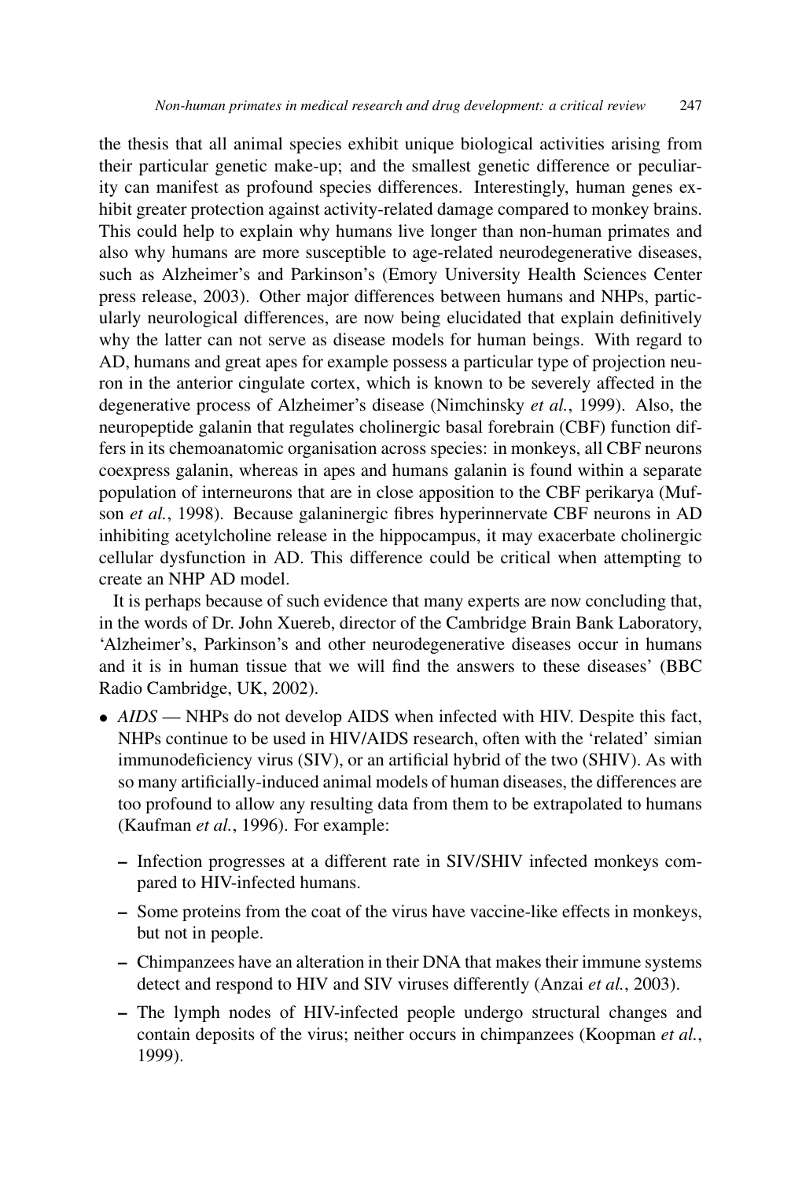the thesis that all animal species exhibit unique biological activities arising from their particular genetic make-up; and the smallest genetic difference or peculiarity can manifest as profound species differences. Interestingly, human genes exhibit greater protection against activity-related damage compared to monkey brains. This could help to explain why humans live longer than non-human primates and also why humans are more susceptible to age-related neurodegenerative diseases, such as Alzheimer's and Parkinson's (Emory University Health Sciences Center press release, 2003). Other major differences between humans and NHPs, particularly neurological differences, are now being elucidated that explain definitively why the latter can not serve as disease models for human beings. With regard to AD, humans and great apes for example possess a particular type of projection neuron in the anterior cingulate cortex, which is known to be severely affected in the degenerative process of Alzheimer's disease (Nimchinsky *et al.*, 1999). Also, the neuropeptide galanin that regulates cholinergic basal forebrain (CBF) function differs in its chemoanatomic organisation across species: in monkeys, all CBF neurons coexpress galanin, whereas in apes and humans galanin is found within a separate population of interneurons that are in close apposition to the CBF perikarya (Mufson *et al.*, 1998). Because galaninergic fibres hyperinnervate CBF neurons in AD inhibiting acetylcholine release in the hippocampus, it may exacerbate cholinergic cellular dysfunction in AD. This difference could be critical when attempting to create an NHP AD model.

It is perhaps because of such evidence that many experts are now concluding that, in the words of Dr. John Xuereb, director of the Cambridge Brain Bank Laboratory, 'Alzheimer's, Parkinson's and other neurodegenerative diseases occur in humans and it is in human tissue that we will find the answers to these diseases' (BBC Radio Cambridge, UK, 2002).

- *AIDS* — NHPs do not develop AIDS when infected with HIV. Despite this fact, NHPs continue to be used in HIV/AIDS research, often with the 'related' simian immunodeficiency virus (SIV), or an artificial hybrid of the two (SHIV). As with so many artificially-induced animal models of human diseases, the differences are too profound to allow any resulting data from them to be extrapolated to humans (Kaufman *et al.*, 1996). For example:
  - Infection progresses at a different rate in SIV/SHIV infected monkeys compared to HIV-infected humans.
  - Some proteins from the coat of the virus have vaccine-like effects in monkeys, but not in people.
  - Chimpanzees have an alteration in their DNA that makes their immune systems detect and respond to HIV and SIV viruses differently (Anzai *et al.*, 2003).
  - The lymph nodes of HIV-infected people undergo structural changes and contain deposits of the virus; neither occurs in chimpanzees (Koopman *et al.*, 1999).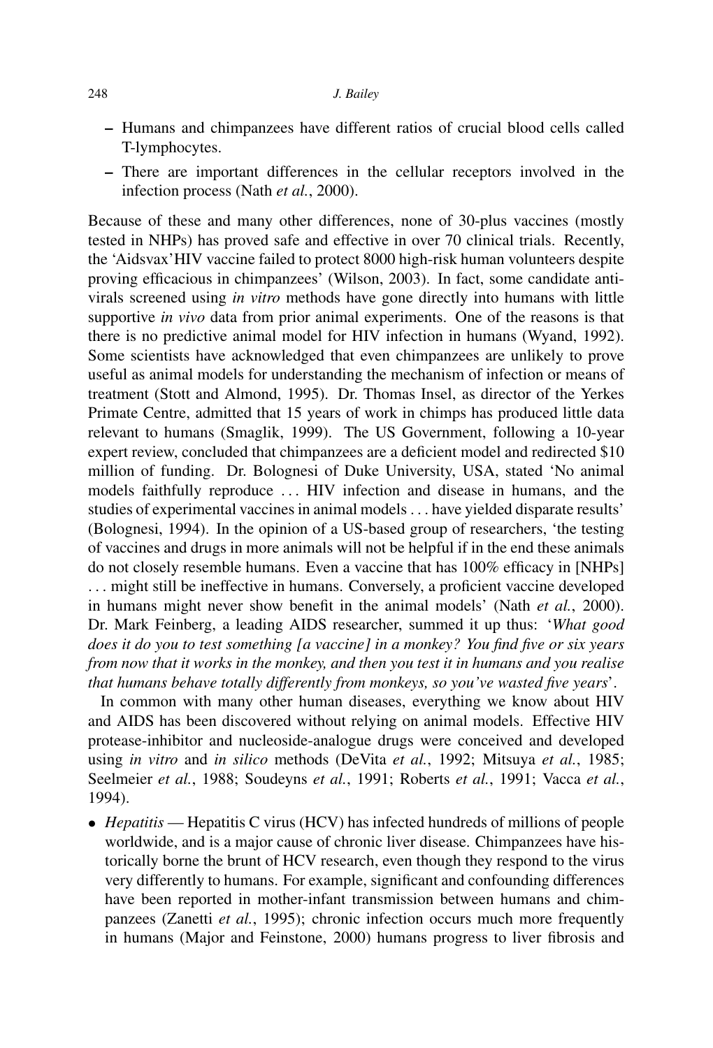- Humans and chimpanzees have different ratios of crucial blood cells called T-lymphocytes.
  - There are important differences in the cellular receptors involved in the infection process (Nath *et al.*, 2000).

Because of these and many other differences, none of 30-plus vaccines (mostly tested in NHPs) has proved safe and effective in over 70 clinical trials. Recently, the 'Aidsvax' HIV vaccine failed to protect 8000 high-risk human volunteers despite proving efficacious in chimpanzees' (Wilson, 2003). In fact, some candidate antivirals screened using *in vitro* methods have gone directly into humans with little supportive *in vivo* data from prior animal experiments. One of the reasons is that there is no predictive animal model for HIV infection in humans (Wyand, 1992). Some scientists have acknowledged that even chimpanzees are unlikely to prove useful as animal models for understanding the mechanism of infection or means of treatment (Stott and Almond, 1995). Dr. Thomas Insel, as director of the Yerkes Primate Centre, admitted that 15 years of work in chimps has produced little data relevant to humans (Smaglik, 1999). The US Government, following a 10-year expert review, concluded that chimpanzees are a deficient model and redirected \$10 million of funding. Dr. Bolognesi of Duke University, USA, stated 'No animal models faithfully reproduce ... HIV infection and disease in humans, and the studies of experimental vaccines in animal models ... have yielded disparate results' (Bolognesi, 1994). In the opinion of a US-based group of researchers, 'the testing of vaccines and drugs in more animals will not be helpful if in the end these animals do not closely resemble humans. Even a vaccine that has 100% efficacy in [NHPs] ... might still be ineffective in humans. Conversely, a proficient vaccine developed in humans might never show benefit in the animal models' (Nath *et al.*, 2000). Dr. Mark Feinberg, a leading AIDS researcher, summed it up thus: '*What good does it do you to test something [a vaccine] in a monkey? You find five or six years from now that it works in the monkey, and then you test it in humans and you realise that humans behave totally differently from monkeys, so you've wasted five years*'.

In common with many other human diseases, everything we know about HIV and AIDS has been discovered without relying on animal models. Effective HIV protease-inhibitor and nucleoside-analogue drugs were conceived and developed using *in vitro* and *in silico* methods (DeVita *et al.*, 1992; Mitsuya *et al.*, 1985; Seelmeier *et al.*, 1988; Soudeyns *et al.*, 1991; Roberts *et al.*, 1991; Vacca *et al.*, 1994).

- *Hepatitis* — Hepatitis C virus (HCV) has infected hundreds of millions of people worldwide, and is a major cause of chronic liver disease. Chimpanzees have historically borne the brunt of HCV research, even though they respond to the virus very differently to humans. For example, significant and confounding differences have been reported in mother-infant transmission between humans and chimpanzees (Zanetti *et al.*, 1995); chronic infection occurs much more frequently in humans (Major and Feinstone, 2000) humans progress to liver fibrosis and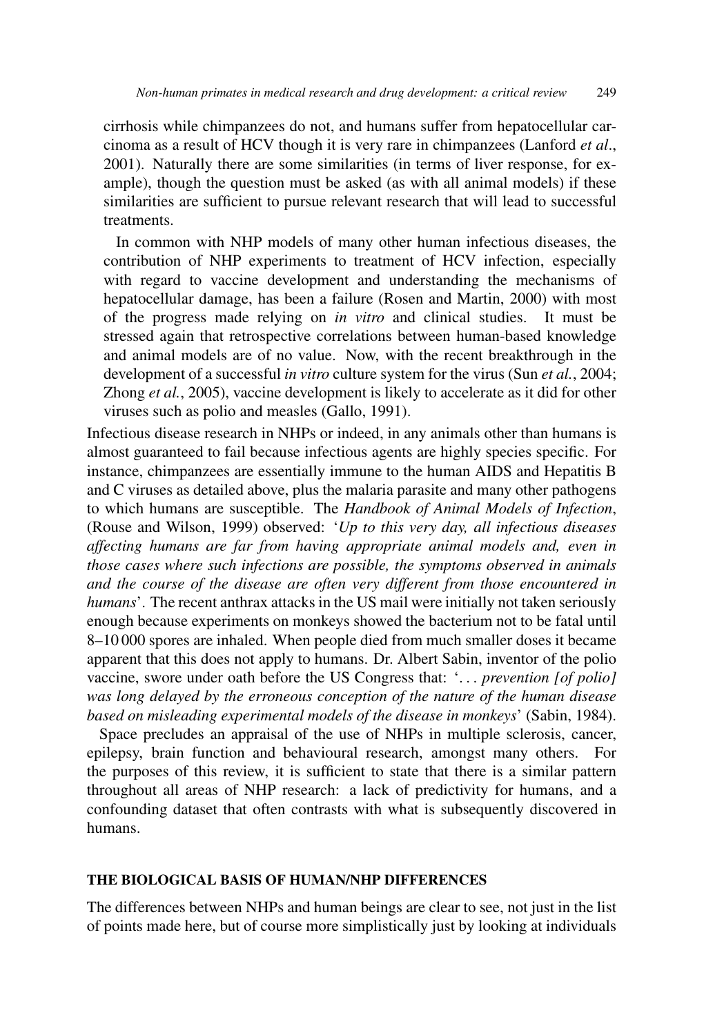cirrhosis while chimpanzees do not, and humans suffer from hepatocellular carcinoma as a result of HCV though it is very rare in chimpanzees (Lanford *et al*., 2001). Naturally there are some similarities (in terms of liver response, for example), though the question must be asked (as with all animal models) if these similarities are sufficient to pursue relevant research that will lead to successful treatments.

In common with NHP models of many other human infectious diseases, the contribution of NHP experiments to treatment of HCV infection, especially with regard to vaccine development and understanding the mechanisms of hepatocellular damage, has been a failure (Rosen and Martin, 2000) with most of the progress made relying on *in vitro* and clinical studies. It must be stressed again that retrospective correlations between human-based knowledge and animal models are of no value. Now, with the recent breakthrough in the development of a successful *in vitro* culture system for the virus (Sun *et al.*, 2004; Zhong *et al.*, 2005), vaccine development is likely to accelerate as it did for other viruses such as polio and measles (Gallo, 1991).

Infectious disease research in NHPs or indeed, in any animals other than humans is almost guaranteed to fail because infectious agents are highly species specific. For instance, chimpanzees are essentially immune to the human AIDS and Hepatitis B and C viruses as detailed above, plus the malaria parasite and many other pathogens to which humans are susceptible. The *Handbook of Animal Models of Infection*, (Rouse and Wilson, 1999) observed: '*Up to this very day, all infectious diseases affecting humans are far from having appropriate animal models and, even in those cases where such infections are possible, the symptoms observed in animals and the course of the disease are often very different from those encountered in humans*'. The recent anthrax attacks in the US mail were initially not taken seriously enough because experiments on monkeys showed the bacterium not to be fatal until 8–10 000 spores are inhaled. When people died from much smaller doses it became apparent that this does not apply to humans. Dr. Albert Sabin, inventor of the polio vaccine, swore under oath before the US Congress that: '*... prevention [of polio] was long delayed by the erroneous conception of the nature of the human disease based on misleading experimental models of the disease in monkeys*' (Sabin, 1984).

Space precludes an appraisal of the use of NHPs in multiple sclerosis, cancer, epilepsy, brain function and behavioural research, amongst many others. For the purposes of this review, it is sufficient to state that there is a similar pattern throughout all areas of NHP research: a lack of predictivity for humans, and a confounding dataset that often contrasts with what is subsequently discovered in humans.

## THE BIOLOGICAL BASIS OF HUMAN/NHP DIFFERENCES

The differences between NHPs and human beings are clear to see, not just in the list of points made here, but of course more simplistically just by looking at individuals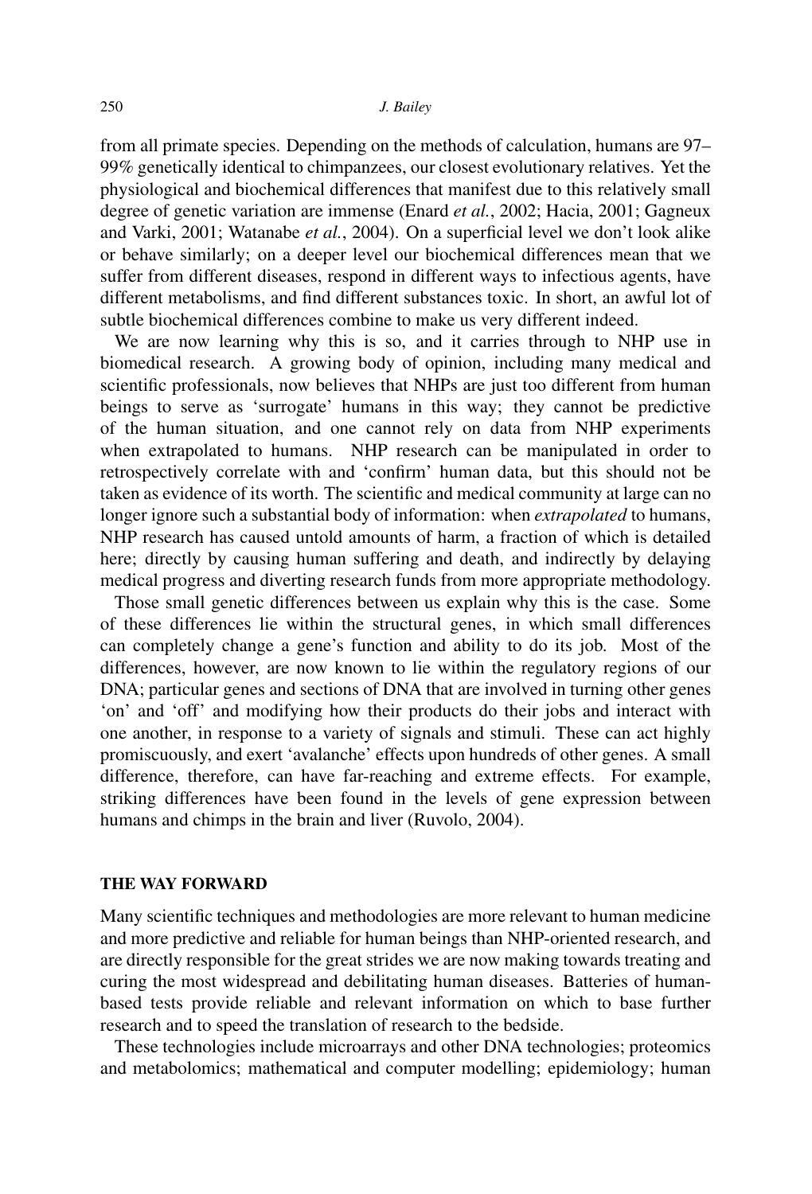from all primate species. Depending on the methods of calculation, humans are 97–99% genetically identical to chimpanzees, our closest evolutionary relatives. Yet the physiological and biochemical differences that manifest due to this relatively small degree of genetic variation are immense (Enard *et al.*, 2002; Hacia, 2001; Gagneux and Varki, 2001; Watanabe *et al.*, 2004). On a superficial level we don't look alike or behave similarly; on a deeper level our biochemical differences mean that we suffer from different diseases, respond in different ways to infectious agents, have different metabolisms, and find different substances toxic. In short, an awful lot of subtle biochemical differences combine to make us very different indeed.

We are now learning why this is so, and it carries through to NHP use in biomedical research. A growing body of opinion, including many medical and scientific professionals, now believes that NHPs are just too different from human beings to serve as 'surrogate' humans in this way; they cannot be predictive of the human situation, and one cannot rely on data from NHP experiments when extrapolated to humans. NHP research can be manipulated in order to retrospectively correlate with and 'confirm' human data, but this should not be taken as evidence of its worth. The scientific and medical community at large can no longer ignore such a substantial body of information: when *extrapolated* to humans, NHP research has caused untold amounts of harm, a fraction of which is detailed here; directly by causing human suffering and death, and indirectly by delaying medical progress and diverting research funds from more appropriate methodology.

Those small genetic differences between us explain why this is the case. Some of these differences lie within the structural genes, in which small differences can completely change a gene's function and ability to do its job. Most of the differences, however, are now known to lie within the regulatory regions of our DNA; particular genes and sections of DNA that are involved in turning other genes 'on' and 'off' and modifying how their products do their jobs and interact with one another, in response to a variety of signals and stimuli. These can act highly promiscuously, and exert 'avalanche' effects upon hundreds of other genes. A small difference, therefore, can have far-reaching and extreme effects. For example, striking differences have been found in the levels of gene expression between humans and chimps in the brain and liver (Ruvolo, 2004).

## THE WAY FORWARD

Many scientific techniques and methodologies are more relevant to human medicine and more predictive and reliable for human beings than NHP-oriented research, and are directly responsible for the great strides we are now making towards treating and curing the most widespread and debilitating human diseases. Batteries of human-based tests provide reliable and relevant information on which to base further research and to speed the translation of research to the bedside.

These technologies include microarrays and other DNA technologies; proteomics and metabolomics; mathematical and computer modelling; epidemiology; human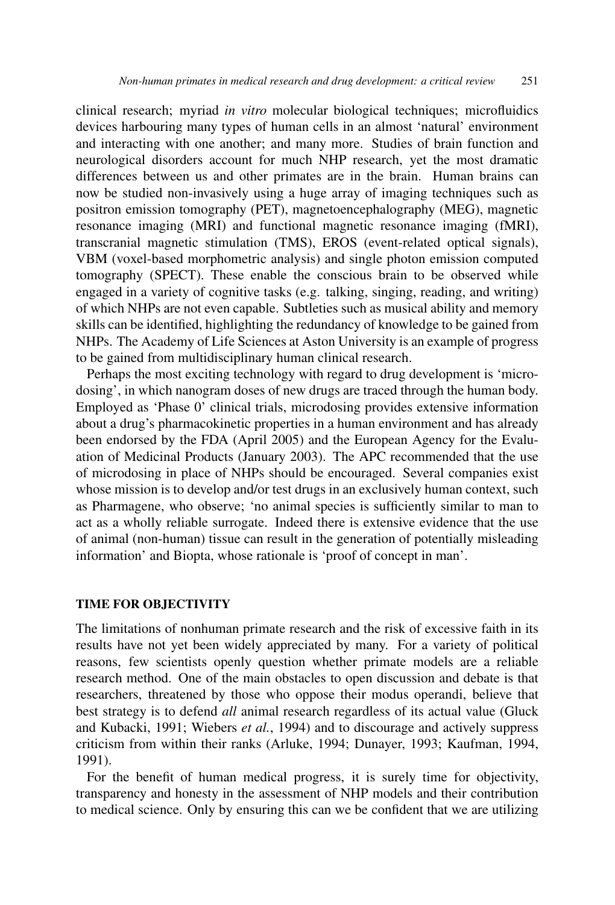clinical research; myriad *in vitro* molecular biological techniques; microfluidics devices harbouring many types of human cells in an almost 'natural' environment and interacting with one another; and many more. Studies of brain function and neurological disorders account for much NHP research, yet the most dramatic differences between us and other primates are in the brain. Human brains can now be studied non-invasively using a huge array of imaging techniques such as positron emission tomography (PET), magnetoencephalography (MEG), magnetic resonance imaging (MRI) and functional magnetic resonance imaging (fMRI), transcranial magnetic stimulation (TMS), EROS (event-related optical signals), VBM (voxel-based morphometric analysis) and single photon emission computed tomography (SPECT). These enable the conscious brain to be observed while engaged in a variety of cognitive tasks (e.g. talking, singing, reading, and writing) of which NHPs are not even capable. Subtleties such as musical ability and memory skills can be identified, highlighting the redundancy of knowledge to be gained from NHPs. The Academy of Life Sciences at Aston University is an example of progress to be gained from multidisciplinary human clinical research.

Perhaps the most exciting technology with regard to drug development is 'micro-dosing', in which nanogram doses of new drugs are traced through the human body. Employed as 'Phase 0' clinical trials, microdosing provides extensive information about a drug's pharmacokinetic properties in a human environment and has already been endorsed by the FDA (April 2005) and the European Agency for the Evaluation of Medicinal Products (January 2003). The APC recommended that the use of microdosing in place of NHPs should be encouraged. Several companies exist whose mission is to develop and/or test drugs in an exclusively human context, such as Pharmagene, who observe; 'no animal species is sufficiently similar to man to act as a wholly reliable surrogate. Indeed there is extensive evidence that the use of animal (non-human) tissue can result in the generation of potentially misleading information' and Biopta, whose rationale is 'proof of concept in man'.

## TIME FOR OBJECTIVITY

The limitations of nonhuman primate research and the risk of excessive faith in its results have not yet been widely appreciated by many. For a variety of political reasons, few scientists openly question whether primate models are a reliable research method. One of the main obstacles to open discussion and debate is that researchers, threatened by those who oppose their modus operandi, believe that best strategy is to defend *all* animal research regardless of its actual value (Gluck and Kubacki, 1991; Wiebers *et al.*, 1994) and to discourage and actively suppress criticism from within their ranks (Arluke, 1994; Dunayer, 1993; Kaufman, 1994, 1991).

For the benefit of human medical progress, it is surely time for objectivity, transparency and honesty in the assessment of NHP models and their contribution to medical science. Only by ensuring this can we be confident that we are utilizing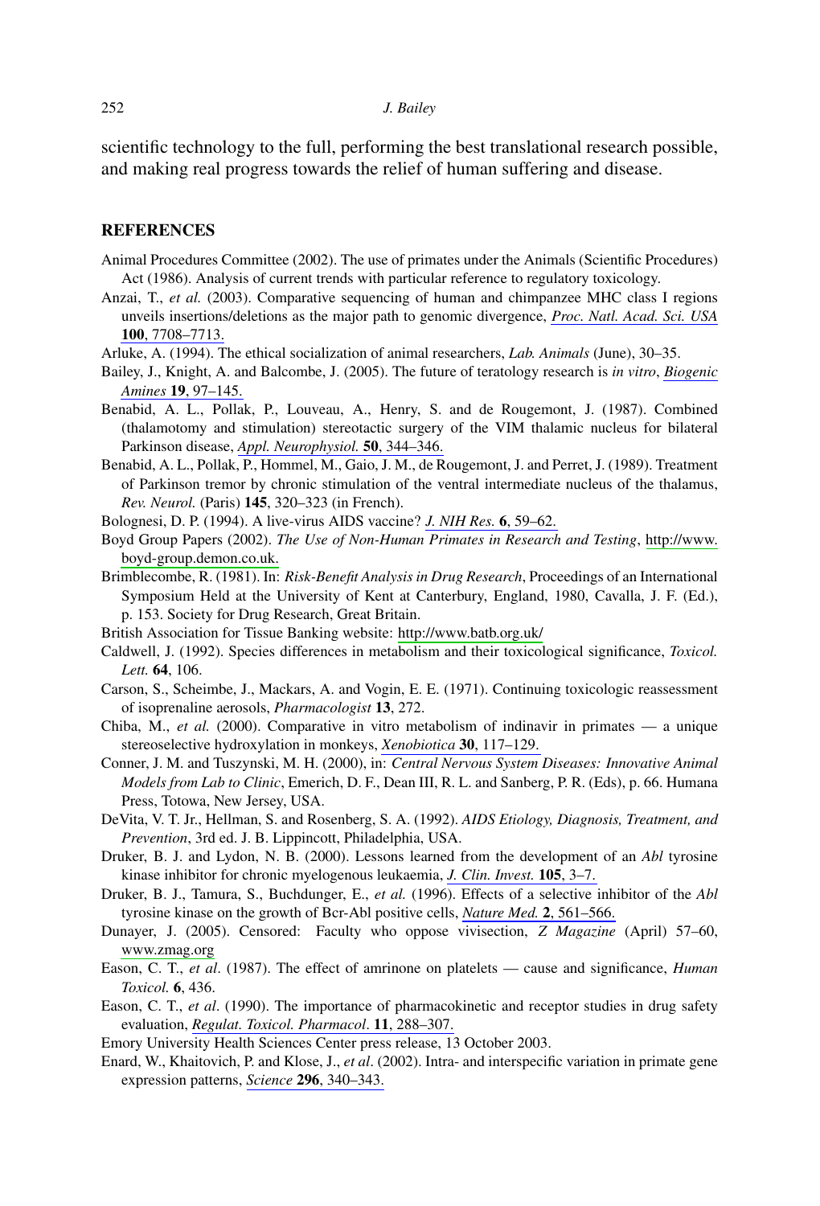scientific technology to the full, performing the best translational research possible, and making real progress towards the relief of human suffering and disease.

## REFERENCES

Animal Procedures Committee (2002). The use of primates under the Animals (Scientific Procedures) Act (1986). Analysis of current trends with particular reference to regulatory toxicology.

Anzai, T., *et al.* (2003). Comparative sequencing of human and chimpanzee MHC class I regions unveils insertions/deletions as the major path to genomic divergence, *Proc. Natl. Acad. Sci. USA* **100**, 7708–7713.

Arluke, A. (1994). The ethical socialization of animal researchers, *Lab. Animals* (June), 30–35.

Bailey, J., Knight, A. and Balcombe, J. (2005). The future of teratology research is *in vitro*, *Biogenic Amines* **19**, 97–145.

Benabid, A. L., Pollak, P., Louveau, A., Henry, S. and de Rougemont, J. (1987). Combined (thalamotomy and stimulation) stereotactic surgery of the VIM thalamic nucleus for bilateral Parkinson disease, *Appl. Neurophysiol.* **50**, 344–346.

Benabid, A. L., Pollak, P., Hommel, M., Gaio, J. M., de Rougemont, J. and Perret, J. (1989). Treatment of Parkinson tremor by chronic stimulation of the ventral intermediate nucleus of the thalamus, *Rev. Neurol.* (Paris) **145**, 320–323 (in French).

Bolognesi, D. P. (1994). A live-virus AIDS vaccine? *J. NIH Res.* **6**, 59–62.

Boyd Group Papers (2002). *The Use of Non-Human Primates in Research and Testing*, http://www.boyd-group.demon.co.uk.

Brimblecombe, R. (1981). In: *Risk-Benefit Analysis in Drug Research*, Proceedings of an International Symposium Held at the University of Kent at Canterbury, England, 1980, Cavalla, J. F. (Ed.), p. 153. Society for Drug Research, Great Britain.

British Association for Tissue Banking website: http://www.batb.org.uk/

Caldwell, J. (1992). Species differences in metabolism and their toxicological significance, *Toxicol. Lett.* **64**, 106.

Carson, S., Scheimbe, J., Mackars, A. and Vogin, E. E. (1971). Continuing toxicologic reassessment of isoprenaline aerosols, *Pharmacologist* **13**, 272.

Chiba, M., *et al.* (2000). Comparative in vitro metabolism of indinavir in primates — a unique stereoselective hydroxylation in monkeys, *Xenobiotica* **30**, 117–129.

Conner, J. M. and Tuszynski, M. H. (2000), in: *Central Nervous System Diseases: Innovative Animal Models from Lab to Clinic*, Emerich, D. F., Dean III, R. L. and Sanberg, P. R. (Eds), p. 66. Humana Press, Totowa, New Jersey, USA.

DeVita, V. T. Jr., Hellman, S. and Rosenberg, S. A. (1992). *AIDS Etiology, Diagnosis, Treatment, and Prevention*, 3rd ed. J. B. Lippincott, Philadelphia, USA.

Druker, B. J. and Lydon, N. B. (2000). Lessons learned from the development of an *Abl* tyrosine kinase inhibitor for chronic myelogenous leukaemia, *J. Clin. Invest.* **105**, 3–7.

Druker, B. J., Tamura, S., Buchdunger, E., *et al.* (1996). Effects of a selective inhibitor of the *Abl* tyrosine kinase on the growth of Bcr-Abl positive cells, *Nature Med.* **2**, 561–566.

Dunayer, J. (2005). Censored: Faculty who oppose vivisection, *Z Magazine* (April) 57–60, www.zmag.org

Eason, C. T., *et al*. (1987). The effect of amrinone on platelets — cause and significance, *Human Toxicol.* **6**, 436.

Eason, C. T., *et al*. (1990). The importance of pharmacokinetic and receptor studies in drug safety evaluation, *Regulat. Toxicol. Pharmacol*. **11**, 288–307.

Emory University Health Sciences Center press release, 13 October 2003.

Enard, W., Khaitovich, P. and Klose, J., *et al*. (2002). Intra- and interspecific variation in primate gene expression patterns, *Science* **296**, 340–343.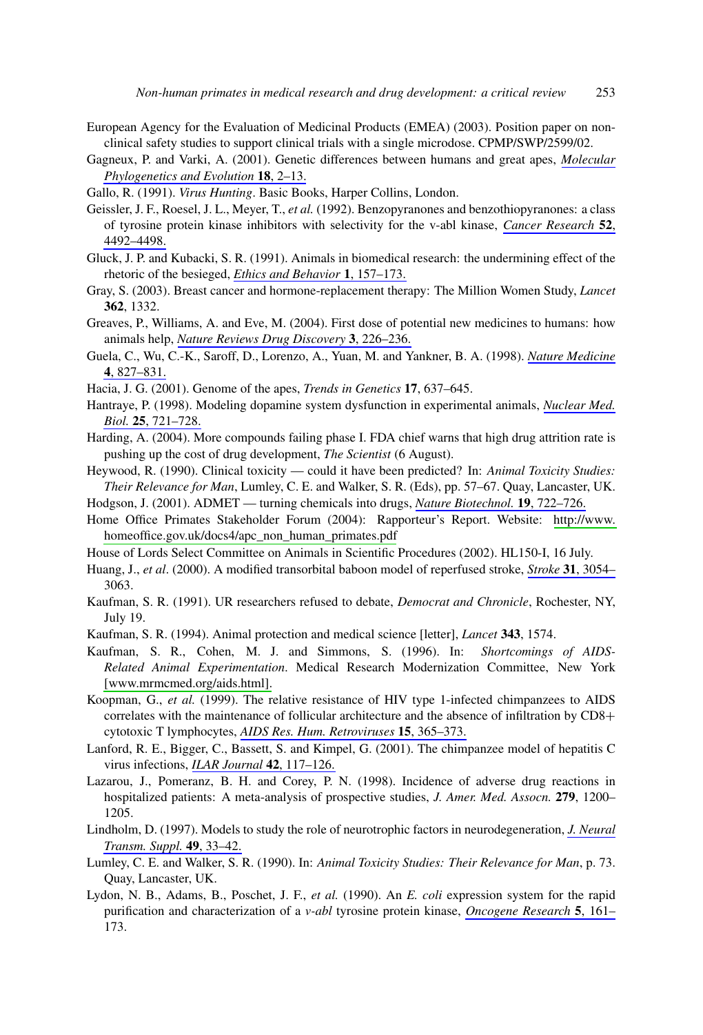European Agency for the Evaluation of Medicinal Products (EMEA) (2003). Position paper on non-clinical safety studies to support clinical trials with a single microdose. CPMP/SWP/2599/02.

Gagneux, P. and Varki, A. (2001). Genetic differences between humans and great apes, *Molecular Phylogenetics and Evolution* **18**, 2–13.

Gallo, R. (1991). *Virus Hunting*. Basic Books, Harper Collins, London.

Geissler, J. F., Roesel, J. L., Meyer, T., *et al.* (1992). Benzopyranones and benzothiopyranones: a class of tyrosine protein kinase inhibitors with selectivity for the v-abl kinase, *Cancer Research* **52**, 4492–4498.

Gluck, J. P. and Kubacki, S. R. (1991). Animals in biomedical research: the undermining effect of the rhetoric of the besieged, *Ethics and Behavior* **1**, 157–173.

Gray, S. (2003). Breast cancer and hormone-replacement therapy: The Million Women Study, *Lancet* **362**, 1332.

Greaves, P., Williams, A. and Eve, M. (2004). First dose of potential new medicines to humans: how animals help, *Nature Reviews Drug Discovery* **3**, 226–236.

Guela, C., Wu, C.-K., Saroff, D., Lorenzo, A., Yuan, M. and Yankner, B. A. (1998). *Nature Medicine* **4**, 827–831.

Hacia, J. G. (2001). Genome of the apes, *Trends in Genetics* **17**, 637–645.

Hantraye, P. (1998). Modeling dopamine system dysfunction in experimental animals, *Nuclear Med. Biol.* **25**, 721–728.

Harding, A. (2004). More compounds failing phase I. FDA chief warns that high drug attrition rate is pushing up the cost of drug development, *The Scientist* (6 August).

Heywood, R. (1990). Clinical toxicity — could it have been predicted? In: *Animal Toxicity Studies: Their Relevance for Man*, Lumley, C. E. and Walker, S. R. (Eds), pp. 57–67. Quay, Lancaster, UK.

Hodgson, J. (2001). ADMET — turning chemicals into drugs, *Nature Biotechnol.* **19**, 722–726.

Home Office Primates Stakeholder Forum (2004): Rapporteur's Report. Website: http://www.homeoffice.gov.uk/docs4/apc_non_human_primates.pdf

House of Lords Select Committee on Animals in Scientific Procedures (2002). HL150-I, 16 July.

Huang, J., *et al*. (2000). A modified transorbital baboon model of reperfused stroke, *Stroke* **31**, 3054–3063.

Kaufman, S. R. (1991). UR researchers refused to debate, *Democrat and Chronicle*, Rochester, NY, July 19.

Kaufman, S. R. (1994). Animal protection and medical science [letter], *Lancet* **343**, 1574.

Kaufman, S. R., Cohen, M. J. and Simmons, S. (1996). In: *Shortcomings of AIDS-Related Animal Experimentation*. Medical Research Modernization Committee, New York [www.mrmcmed.org/aids.html].

Koopman, G., *et al.* (1999). The relative resistance of HIV type 1-infected chimpanzees to AIDS correlates with the maintenance of follicular architecture and the absence of infiltration by CD8+ cytotoxic T lymphocytes, *AIDS Res. Hum. Retroviruses* **15**, 365–373.

Lanford, R. E., Bigger, C., Bassett, S. and Kimpel, G. (2001). The chimpanzee model of hepatitis C virus infections, *ILAR Journal* **42**, 117–126.

Lazarou, J., Pomeranz, B. H. and Corey, P. N. (1998). Incidence of adverse drug reactions in hospitalized patients: A meta-analysis of prospective studies, *J. Amer. Med. Assocn.* **279**, 1200–1205.

Lindholm, D. (1997). Models to study the role of neurotrophic factors in neurodegeneration, *J. Neural Transm. Suppl.* **49**, 33–42.

Lumley, C. E. and Walker, S. R. (1990). In: *Animal Toxicity Studies: Their Relevance for Man*, p. 73. Quay, Lancaster, UK.

Lydon, N. B., Adams, B., Poschet, J. F., *et al.* (1990). An *E. coli* expression system for the rapid purification and characterization of a *v-abl* tyrosine protein kinase, *Oncogene Research* **5**, 161–173.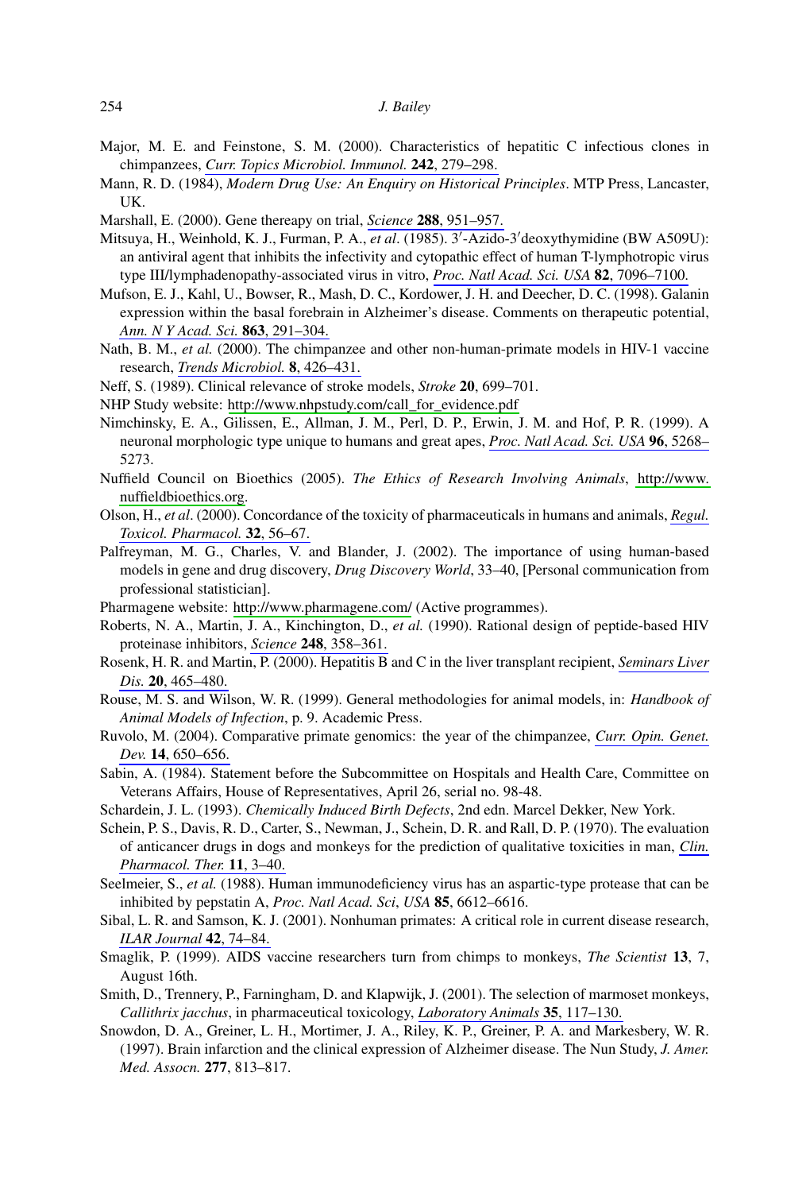Major, M. E. and Feinstone, S. M. (2000). Characteristics of hepatitic C infectious clones in chimpanzees, *Curr. Topics Microbiol. Immunol.* **242**, 279–298.

Mann, R. D. (1984), *Modern Drug Use: An Enquiry on Historical Principles*. MTP Press, Lancaster, UK.

Marshall, E. (2000). Gene thereapy on trial, *Science* **288**, 951–957.

Mitsuya, H., Weinhold, K. J., Furman, P. A., *et al*. (1985). 3′-Azido-3′deoxythymidine (BW A509U): an antiviral agent that inhibits the infectivity and cytopathic effect of human T-lymphotropic virus type III/lymphadenopathy-associated virus in vitro, *Proc. Natl Acad. Sci. USA* **82**, 7096–7100.

Mufson, E. J., Kahl, U., Bowser, R., Mash, D. C., Kordower, J. H. and Deecher, D. C. (1998). Galanin expression within the basal forebrain in Alzheimer's disease. Comments on therapeutic potential, *Ann. N Y Acad. Sci.* **863**, 291–304.

Nath, B. M., *et al.* (2000). The chimpanzee and other non-human-primate models in HIV-1 vaccine research, *Trends Microbiol.* **8**, 426–431.

Neff, S. (1989). Clinical relevance of stroke models, *Stroke* **20**, 699–701.

NHP Study website: http://www.nhpstudy.com/call_for_evidence.pdf

Nimchinsky, E. A., Gilissen, E., Allman, J. M., Perl, D. P., Erwin, J. M. and Hof, P. R. (1999). A neuronal morphologic type unique to humans and great apes, *Proc. Natl Acad. Sci. USA* **96**, 5268–5273.

Nuffield Council on Bioethics (2005). *The Ethics of Research Involving Animals*, http://www.nuffieldbioethics.org.

Olson, H., *et al*. (2000). Concordance of the toxicity of pharmaceuticals in humans and animals, *Regul. Toxicol. Pharmacol.* **32**, 56–67.

Palfreyman, M. G., Charles, V. and Blander, J. (2002). The importance of using human-based models in gene and drug discovery, *Drug Discovery World*, 33–40, [Personal communication from professional statistician].

Pharmagene website: http://www.pharmagene.com/ (Active programmes).

Roberts, N. A., Martin, J. A., Kinchington, D., *et al.* (1990). Rational design of peptide-based HIV proteinase inhibitors, *Science* **248**, 358–361.

Rosenk, H. R. and Martin, P. (2000). Hepatitis B and C in the liver transplant recipient, *Seminars Liver Dis.* **20**, 465–480.

Rouse, M. S. and Wilson, W. R. (1999). General methodologies for animal models, in: *Handbook of Animal Models of Infection*, p. 9. Academic Press.

Ruvolo, M. (2004). Comparative primate genomics: the year of the chimpanzee, *Curr. Opin. Genet. Dev.* **14**, 650–656.

Sabin, A. (1984). Statement before the Subcommittee on Hospitals and Health Care, Committee on Veterans Affairs, House of Representatives, April 26, serial no. 98-48.

Schardein, J. L. (1993). *Chemically Induced Birth Defects*, 2nd edn. Marcel Dekker, New York.

Schein, P. S., Davis, R. D., Carter, S., Newman, J., Schein, D. R. and Rall, D. P. (1970). The evaluation of anticancer drugs in dogs and monkeys for the prediction of qualitative toxicities in man, *Clin. Pharmacol. Ther.* **11**, 3–40.

Seelmeier, S., *et al.* (1988). Human immunodeficiency virus has an aspartic-type protease that can be inhibited by pepstatin A, *Proc. Natl Acad. Sci*, *USA* **85**, 6612–6616.

Sibal, L. R. and Samson, K. J. (2001). Nonhuman primates: A critical role in current disease research, *ILAR Journal* **42**, 74–84.

Smaglik, P. (1999). AIDS vaccine researchers turn from chimps to monkeys, *The Scientist* **13**, 7, August 16th.

Smith, D., Trennery, P., Farningham, D. and Klapwijk, J. (2001). The selection of marmoset monkeys, *Callithrix jacchus*, in pharmaceutical toxicology, *Laboratory Animals* **35**, 117–130.

Snowdon, D. A., Greiner, L. H., Mortimer, J. A., Riley, K. P., Greiner, P. A. and Markesbery, W. R. (1997). Brain infarction and the clinical expression of Alzheimer disease. The Nun Study, *J. Amer. Med. Assocn.* **277**, 813–817.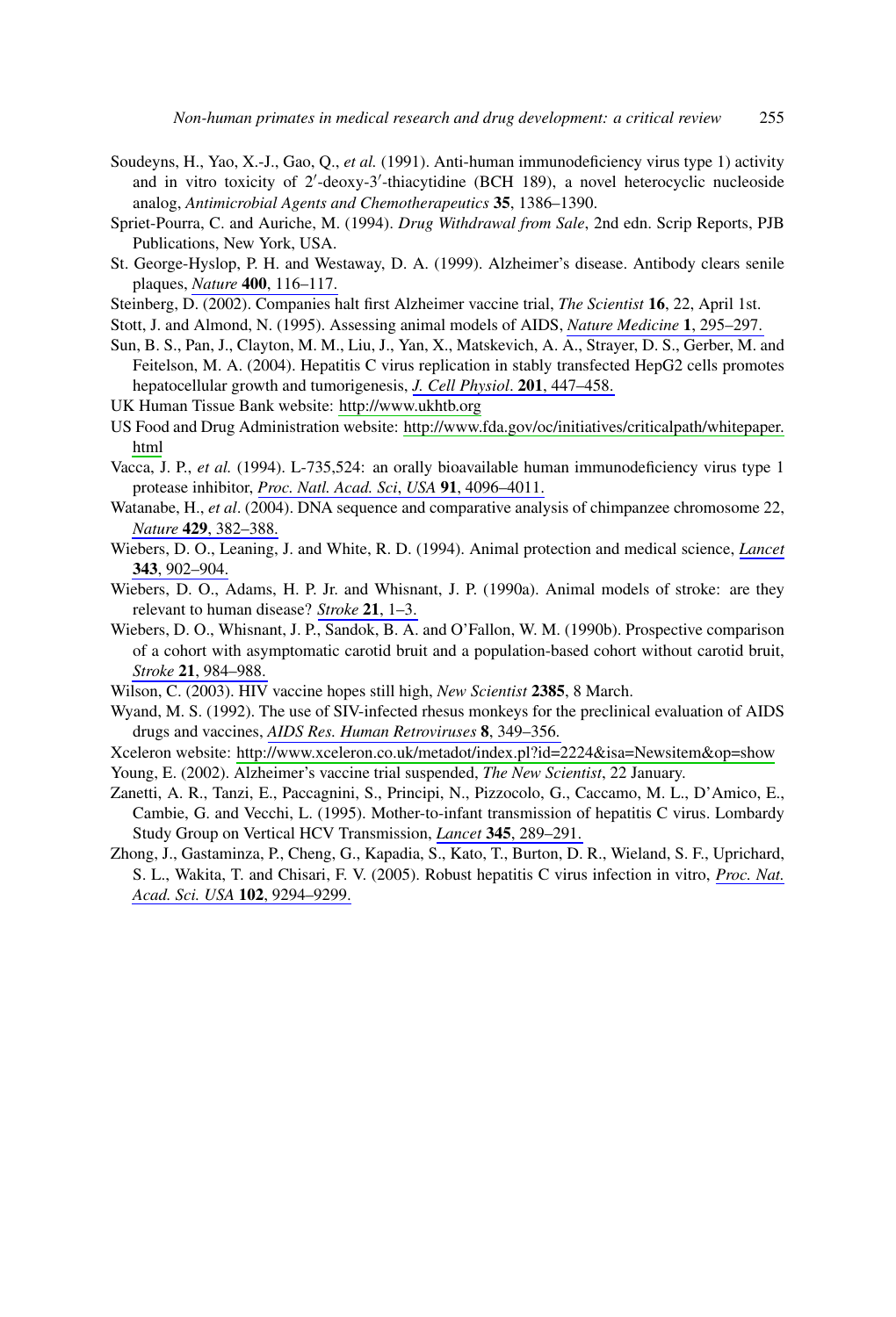Soudeyns, H., Yao, X.-J., Gao, Q., *et al.* (1991). Anti-human immunodeficiency virus type 1) activity and in vitro toxicity of 2′-deoxy-3′-thiacytidine (BCH 189), a novel heterocyclic nucleoside analog, *Antimicrobial Agents and Chemotherapeutics* **35**, 1386–1390.

Spriet-Pourra, C. and Auriche, M. (1994). *Drug Withdrawal from Sale*, 2nd edn. Scrip Reports, PJB Publications, New York, USA.

St. George-Hyslop, P. H. and Westaway, D. A. (1999). Alzheimer's disease. Antibody clears senile plaques, *Nature* **400**, 116–117.

Steinberg, D. (2002). Companies halt first Alzheimer vaccine trial, *The Scientist* **16**, 22, April 1st.

Stott, J. and Almond, N. (1995). Assessing animal models of AIDS, *Nature Medicine* **1**, 295–297.

Sun, B. S., Pan, J., Clayton, M. M., Liu, J., Yan, X., Matskevich, A. A., Strayer, D. S., Gerber, M. and Feitelson, M. A. (2004). Hepatitis C virus replication in stably transfected HepG2 cells promotes hepatocellular growth and tumorigenesis, *J. Cell Physiol*. **201**, 447–458.

UK Human Tissue Bank website: http://www.ukhtb.org

US Food and Drug Administration website: http://www.fda.gov/oc/initiatives/criticalpath/whitepaper.html

Vacca, J. P., *et al.* (1994). L-735,524: an orally bioavailable human immunodeficiency virus type 1 protease inhibitor, *Proc. Natl. Acad. Sci*, *USA* **91**, 4096–4011.

Watanabe, H., *et al*. (2004). DNA sequence and comparative analysis of chimpanzee chromosome 22, *Nature* **429**, 382–388.

Wiebers, D. O., Leaning, J. and White, R. D. (1994). Animal protection and medical science, *Lancet* **343**, 902–904.

Wiebers, D. O., Adams, H. P. Jr. and Whisnant, J. P. (1990a). Animal models of stroke: are they relevant to human disease? *Stroke* **21**, 1–3.

Wiebers, D. O., Whisnant, J. P., Sandok, B. A. and O'Fallon, W. M. (1990b). Prospective comparison of a cohort with asymptomatic carotid bruit and a population-based cohort without carotid bruit, *Stroke* **21**, 984–988.

Wilson, C. (2003). HIV vaccine hopes still high, *New Scientist* **2385**, 8 March.

Wyand, M. S. (1992). The use of SIV-infected rhesus monkeys for the preclinical evaluation of AIDS drugs and vaccines, *AIDS Res. Human Retroviruses* **8**, 349–356.

Xceleron website: http://www.xceleron.co.uk/metadot/index.pl?id=2224&isa=Newsitem&op=show

Young, E. (2002). Alzheimer's vaccine trial suspended, *The New Scientist*, 22 January.

Zanetti, A. R., Tanzi, E., Paccagnini, S., Principi, N., Pizzocolo, G., Caccamo, M. L., D'Amico, E., Cambie, G. and Vecchi, L. (1995). Mother-to-infant transmission of hepatitis C virus. Lombardy Study Group on Vertical HCV Transmission, *Lancet* **345**, 289–291.

Zhong, J., Gastaminza, P., Cheng, G., Kapadia, S., Kato, T., Burton, D. R., Wieland, S. F., Uprichard, S. L., Wakita, T. and Chisari, F. V. (2005). Robust hepatitis C virus infection in vitro, *Proc. Nat. Acad. Sci. USA* **102**, 9294–9299.